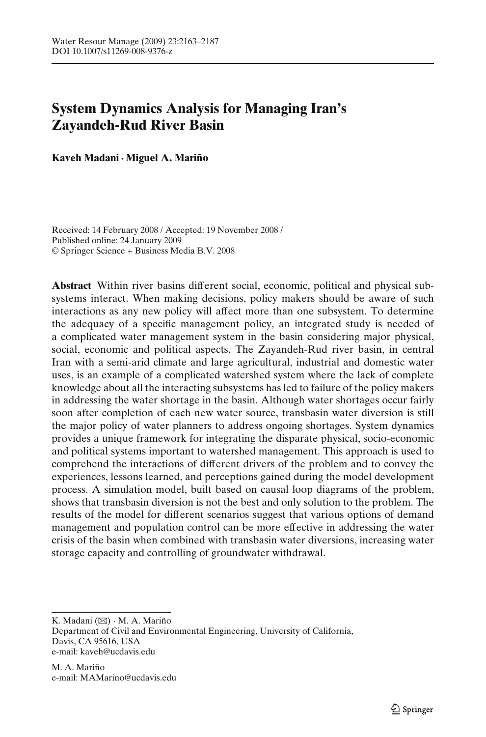# System Dynamics Analysis for Managing Iran's Zayandeh-Rud River Basin

**Kaveh Madani · Miguel A. Mariño**

Received: 14 February 2008 / Accepted: 19 November 2008 /
Published online: 24 January 2009
© Springer Science + Business Media B.V. 2008

**Abstract** Within river basins different social, economic, political and physical subsystems interact. When making decisions, policy makers should be aware of such interactions as any new policy will affect more than one subsystem. To determine the adequacy of a specific management policy, an integrated study is needed of a complicated water management system in the basin considering major physical, social, economic and political aspects. The Zayandeh-Rud river basin, in central Iran with a semi-arid climate and large agricultural, industrial and domestic water uses, is an example of a complicated watershed system where the lack of complete knowledge about all the interacting subsystems has led to failure of the policy makers in addressing the water shortage in the basin. Although water shortages occur fairly soon after completion of each new water source, transbasin water diversion is still the major policy of water planners to address ongoing shortages. System dynamics provides a unique framework for integrating the disparate physical, socio-economic and political systems important to watershed management. This approach is used to comprehend the interactions of different drivers of the problem and to convey the experiences, lessons learned, and perceptions gained during the model development process. A simulation model, built based on causal loop diagrams of the problem, shows that transbasin diversion is not the best and only solution to the problem. The results of the model for different scenarios suggest that various options of demand management and population control can be more effective in addressing the water crisis of the basin when combined with transbasin water diversions, increasing water storage capacity and controlling of groundwater withdrawal.

---

K. Madani (✉) · M. A. Mariño
Department of Civil and Environmental Engineering, University of California,
Davis, CA 95616, USA
e-mail: kaveh@ucdavis.edu

M. A. Mariño
e-mail: MAMarino@ucdavis.edu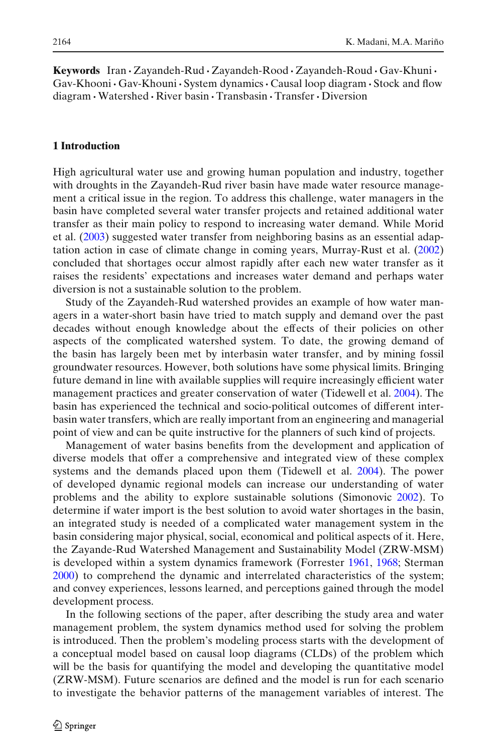**Keywords** Iran · Zayandeh-Rud · Zayandeh-Rood · Zayandeh-Roud · Gav-Khuni · Gav-Khooni · Gav-Khouni · System dynamics · Causal loop diagram · Stock and flow diagram · Watershed · River basin · Transbasin · Transfer · Diversion

## 1 Introduction

High agricultural water use and growing human population and industry, together with droughts in the Zayandeh-Rud river basin have made water resource management a critical issue in the region. To address this challenge, water managers in the basin have completed several water transfer projects and retained additional water transfer as their main policy to respond to increasing water demand. While Morid et al. (2003) suggested water transfer from neighboring basins as an essential adaptation action in case of climate change in coming years, Murray-Rust et al. (2002) concluded that shortages occur almost rapidly after each new water transfer as it raises the residents' expectations and increases water demand and perhaps water diversion is not a sustainable solution to the problem.

Study of the Zayandeh-Rud watershed provides an example of how water managers in a water-short basin have tried to match supply and demand over the past decades without enough knowledge about the effects of their policies on other aspects of the complicated watershed system. To date, the growing demand of the basin has largely been met by interbasin water transfer, and by mining fossil groundwater resources. However, both solutions have some physical limits. Bringing future demand in line with available supplies will require increasingly efficient water management practices and greater conservation of water (Tidewell et al. 2004). The basin has experienced the technical and socio-political outcomes of different interbasin water transfers, which are really important from an engineering and managerial point of view and can be quite instructive for the planners of such kind of projects.

Management of water basins benefits from the development and application of diverse models that offer a comprehensive and integrated view of these complex systems and the demands placed upon them (Tidewell et al. 2004). The power of developed dynamic regional models can increase our understanding of water problems and the ability to explore sustainable solutions (Simonovic 2002). To determine if water import is the best solution to avoid water shortages in the basin, an integrated study is needed of a complicated water management system in the basin considering major physical, social, economical and political aspects of it. Here, the Zayande-Rud Watershed Management and Sustainability Model (ZRW-MSM) is developed within a system dynamics framework (Forrester 1961, 1968; Sterman 2000) to comprehend the dynamic and interrelated characteristics of the system; and convey experiences, lessons learned, and perceptions gained through the model development process.

In the following sections of the paper, after describing the study area and water management problem, the system dynamics method used for solving the problem is introduced. Then the problem's modeling process starts with the development of a conceptual model based on causal loop diagrams (CLDs) of the problem which will be the basis for quantifying the model and developing the quantitative model (ZRW-MSM). Future scenarios are defined and the model is run for each scenario to investigate the behavior patterns of the management variables of interest. The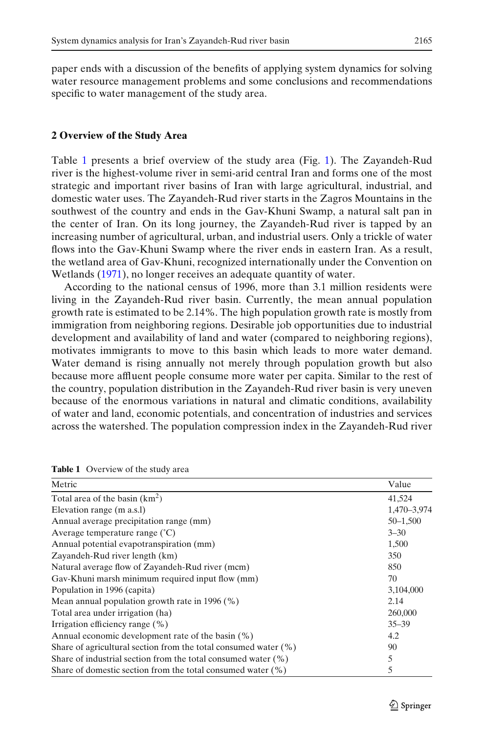paper ends with a discussion of the benefits of applying system dynamics for solving water resource management problems and some conclusions and recommendations specific to water management of the study area.

## 2 Overview of the Study Area

Table 1 presents a brief overview of the study area (Fig. 1). The Zayandeh-Rud river is the highest-volume river in semi-arid central Iran and forms one of the most strategic and important river basins of Iran with large agricultural, industrial, and domestic water uses. The Zayandeh-Rud river starts in the Zagros Mountains in the southwest of the country and ends in the Gav-Khuni Swamp, a natural salt pan in the center of Iran. On its long journey, the Zayandeh-Rud river is tapped by an increasing number of agricultural, urban, and industrial users. Only a trickle of water flows into the Gav-Khuni Swamp where the river ends in eastern Iran. As a result, the wetland area of Gav-Khuni, recognized internationally under the Convention on Wetlands (1971), no longer receives an adequate quantity of water.

According to the national census of 1996, more than 3.1 million residents were living in the Zayandeh-Rud river basin. Currently, the mean annual population growth rate is estimated to be 2.14%. The high population growth rate is mostly from immigration from neighboring regions. Desirable job opportunities due to industrial development and availability of land and water (compared to neighboring regions), motivates immigrants to move to this basin which leads to more water demand. Water demand is rising annually not merely through population growth but also because more affluent people consume more water per capita. Similar to the rest of the country, population distribution in the Zayandeh-Rud river basin is very uneven because of the enormous variations in natural and climatic conditions, availability of water and land, economic potentials, and concentration of industries and services across the watershed. The population compression index in the Zayandeh-Rud river

**Table 1** Overview of the study area

| Metric | Value |
|---|---|
| Total area of the basin (km$^2$) | 41,524 |
| Elevation range (m a.s.l) | 1,470–3,974 |
| Annual average precipitation range (mm) | 50–1,500 |
| Average temperature range (°C) | 3–30 |
| Annual potential evapotranspiration (mm) | 1,500 |
| Zayandeh-Rud river length (km) | 350 |
| Natural average flow of Zayandeh-Rud river (mcm) | 850 |
| Gav-Khuni marsh minimum required input flow (mm) | 70 |
| Population in 1996 (capita) | 3,104,000 |
| Mean annual population growth rate in 1996 (%) | 2.14 |
| Total area under irrigation (ha) | 260,000 |
| Irrigation efficiency range (%) | 35–39 |
| Annual economic development rate of the basin (%) | 4.2 |
| Share of agricultural section from the total consumed water (%) | 90 |
| Share of industrial section from the total consumed water (%) | 5 |
| Share of domestic section from the total consumed water (%) | 5 |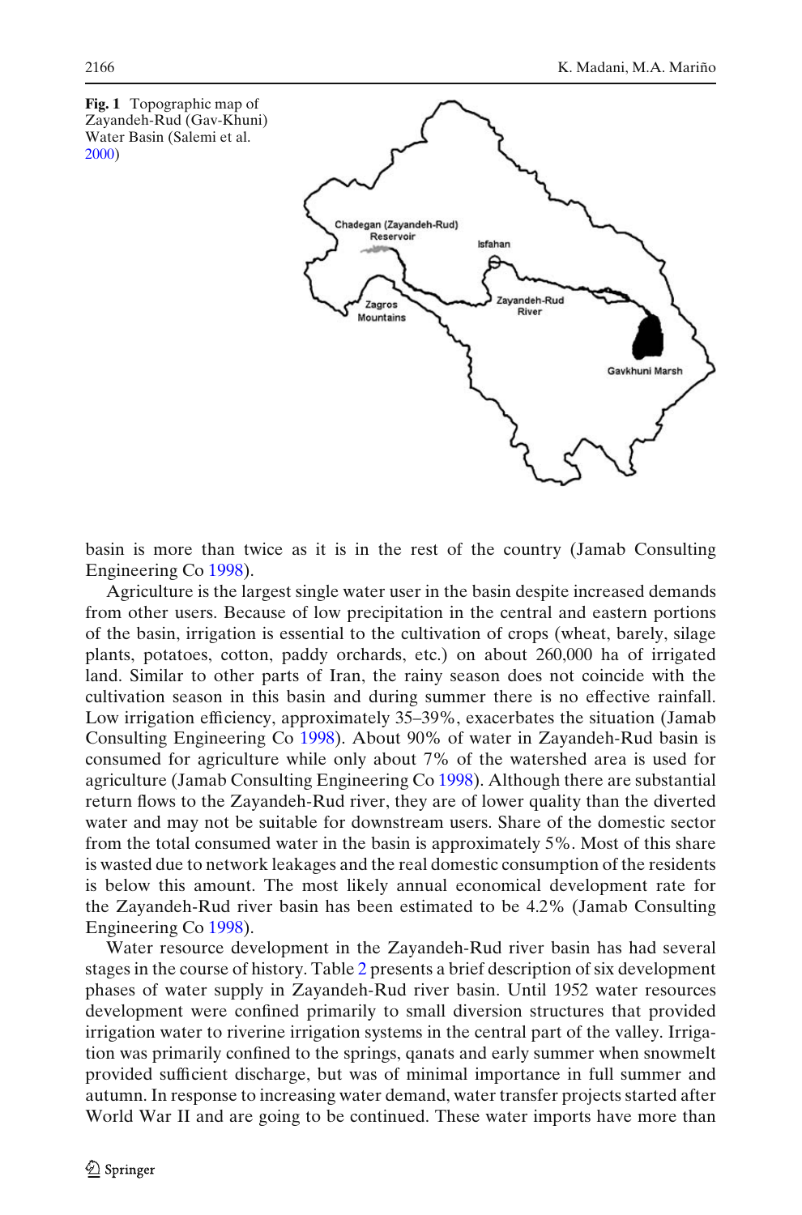**Fig. 1** Topographic map of Zayandeh-Rud (Gav-Khuni) Water Basin (Salemi et al. 2000)

basin is more than twice as it is in the rest of the country (Jamab Consulting Engineering Co 1998).

Agriculture is the largest single water user in the basin despite increased demands from other users. Because of low precipitation in the central and eastern portions of the basin, irrigation is essential to the cultivation of crops (wheat, barely, silage plants, potatoes, cotton, paddy orchards, etc.) on about 260,000 ha of irrigated land. Similar to other parts of Iran, the rainy season does not coincide with the cultivation season in this basin and during summer there is no effective rainfall. Low irrigation efficiency, approximately 35–39%, exacerbates the situation (Jamab Consulting Engineering Co 1998). About 90% of water in Zayandeh-Rud basin is consumed for agriculture while only about 7% of the watershed area is used for agriculture (Jamab Consulting Engineering Co 1998). Although there are substantial return flows to the Zayandeh-Rud river, they are of lower quality than the diverted water and may not be suitable for downstream users. Share of the domestic sector from the total consumed water in the basin is approximately 5%. Most of this share is wasted due to network leakages and the real domestic consumption of the residents is below this amount. The most likely annual economical development rate for the Zayandeh-Rud river basin has been estimated to be 4.2% (Jamab Consulting Engineering Co 1998).

Water resource development in the Zayandeh-Rud river basin has had several stages in the course of history. Table 2 presents a brief description of six development phases of water supply in Zayandeh-Rud river basin. Until 1952 water resources development were confined primarily to small diversion structures that provided irrigation water to riverine irrigation systems in the central part of the valley. Irrigation was primarily confined to the springs, qanats and early summer when snowmelt provided sufficient discharge, but was of minimal importance in full summer and autumn. In response to increasing water demand, water transfer projects started after World War II and are going to be continued. These water imports have more than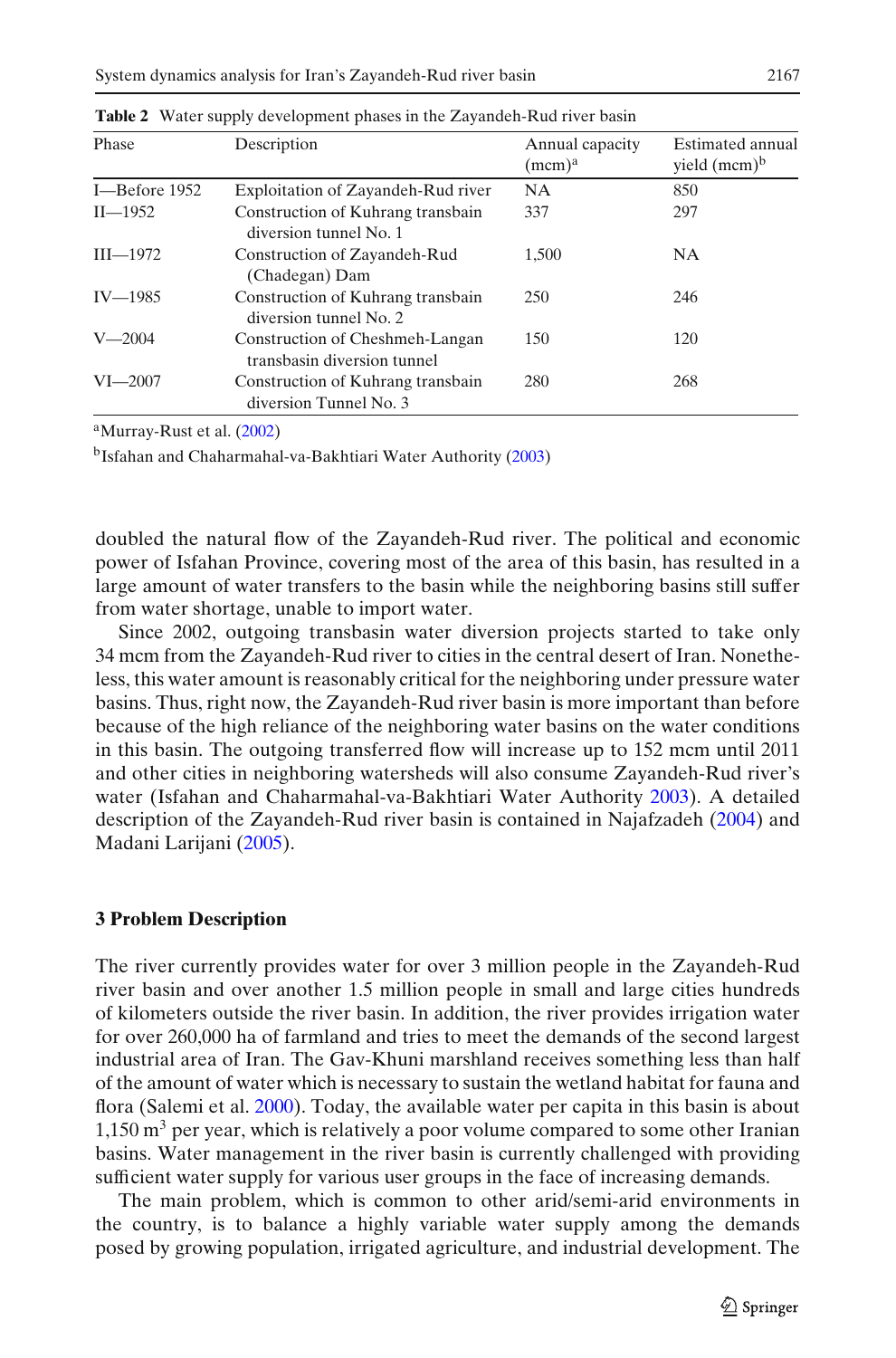**Table 2** Water supply development phases in the Zayandeh-Rud river basin

| Phase | Description | Annual capacity (mcm)[a] | Estimated annual yield (mcm)[b] |
|---|---|---|---|
| I—Before 1952 | Exploitation of Zayandeh-Rud river | NA | 850 |
| II—1952 | Construction of Kuhrang transbain diversion tunnel No. 1 | 337 | 297 |
| III—1972 | Construction of Zayandeh-Rud (Chadegan) Dam | 1,500 | NA |
| IV—1985 | Construction of Kuhrang transbain diversion tunnel No. 2 | 250 | 246 |
| V—2004 | Construction of Cheshmeh-Langan transbasin diversion tunnel | 150 | 120 |
| VI—2007 | Construction of Kuhrang transbain diversion Tunnel No. 3 | 280 | 268 |

[a]Murray-Rust et al. (2002)

[b]Isfahan and Chaharmahal-va-Bakhtiari Water Authority (2003)

doubled the natural flow of the Zayandeh-Rud river. The political and economic power of Isfahan Province, covering most of the area of this basin, has resulted in a large amount of water transfers to the basin while the neighboring basins still suffer from water shortage, unable to import water.

Since 2002, outgoing transbasin water diversion projects started to take only 34 mcm from the Zayandeh-Rud river to cities in the central desert of Iran. Nonetheless, this water amount is reasonably critical for the neighboring under pressure water basins. Thus, right now, the Zayandeh-Rud river basin is more important than before because of the high reliance of the neighboring water basins on the water conditions in this basin. The outgoing transferred flow will increase up to 152 mcm until 2011 and other cities in neighboring watersheds will also consume Zayandeh-Rud river's water (Isfahan and Chaharmahal-va-Bakhtiari Water Authority 2003). A detailed description of the Zayandeh-Rud river basin is contained in Najafzadeh (2004) and Madani Larijani (2005).

## 3 Problem Description

The river currently provides water for over 3 million people in the Zayandeh-Rud river basin and over another 1.5 million people in small and large cities hundreds of kilometers outside the river basin. In addition, the river provides irrigation water for over 260,000 ha of farmland and tries to meet the demands of the second largest industrial area of Iran. The Gav-Khuni marshland receives something less than half of the amount of water which is necessary to sustain the wetland habitat for fauna and flora (Salemi et al. 2000). Today, the available water per capita in this basin is about 1,150 $m^3$ per year, which is relatively a poor volume compared to some other Iranian basins. Water management in the river basin is currently challenged with providing sufficient water supply for various user groups in the face of increasing demands.

The main problem, which is common to other arid/semi-arid environments in the country, is to balance a highly variable water supply among the demands posed by growing population, irrigated agriculture, and industrial development. The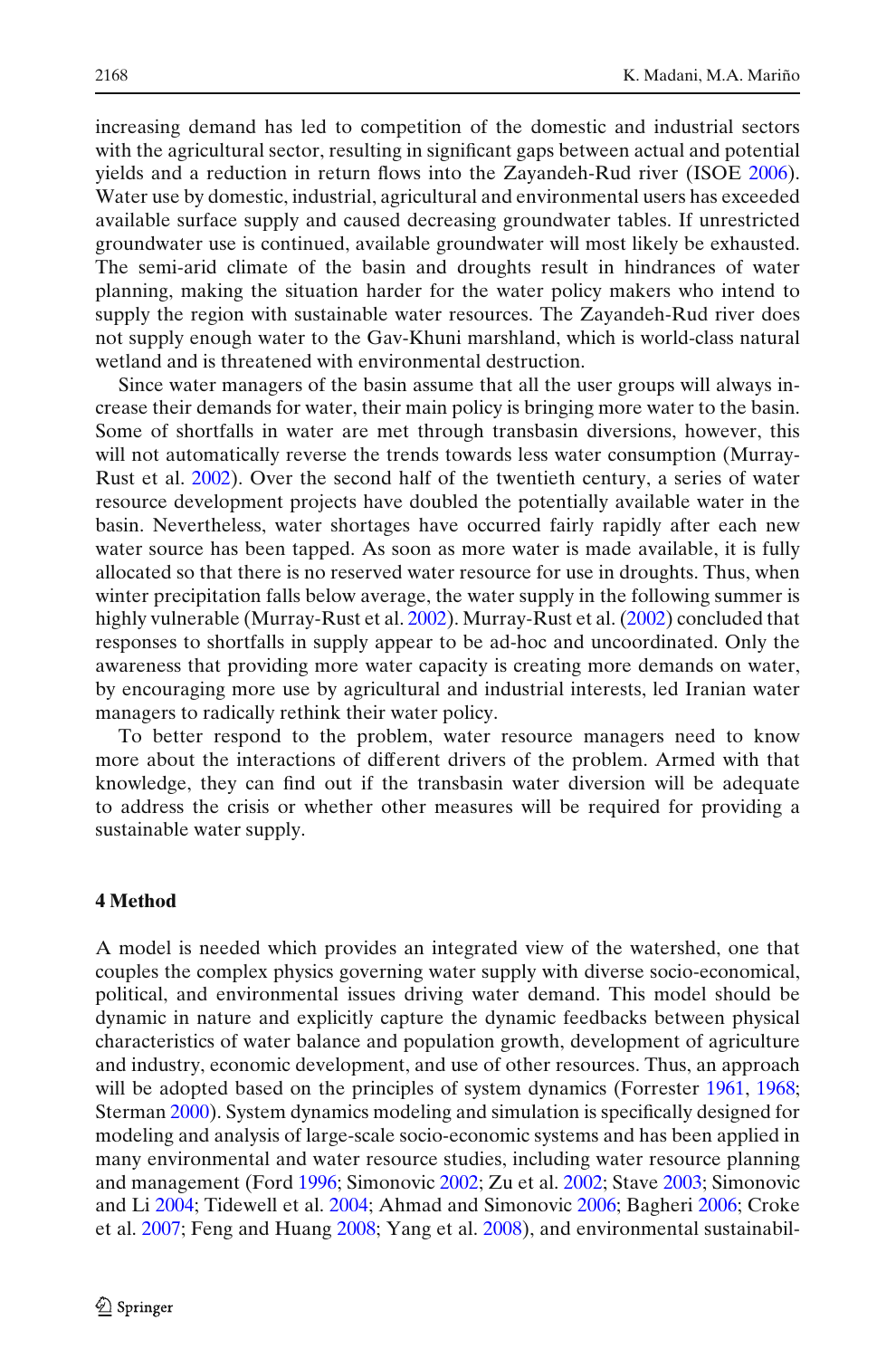increasing demand has led to competition of the domestic and industrial sectors with the agricultural sector, resulting in significant gaps between actual and potential yields and a reduction in return flows into the Zayandeh-Rud river (ISOE 2006). Water use by domestic, industrial, agricultural and environmental users has exceeded available surface supply and caused decreasing groundwater tables. If unrestricted groundwater use is continued, available groundwater will most likely be exhausted. The semi-arid climate of the basin and droughts result in hindrances of water planning, making the situation harder for the water policy makers who intend to supply the region with sustainable water resources. The Zayandeh-Rud river does not supply enough water to the Gav-Khuni marshland, which is world-class natural wetland and is threatened with environmental destruction.

Since water managers of the basin assume that all the user groups will always increase their demands for water, their main policy is bringing more water to the basin. Some of shortfalls in water are met through transbasin diversions, however, this will not automatically reverse the trends towards less water consumption (Murray-Rust et al. 2002). Over the second half of the twentieth century, a series of water resource development projects have doubled the potentially available water in the basin. Nevertheless, water shortages have occurred fairly rapidly after each new water source has been tapped. As soon as more water is made available, it is fully allocated so that there is no reserved water resource for use in droughts. Thus, when winter precipitation falls below average, the water supply in the following summer is highly vulnerable (Murray-Rust et al. 2002). Murray-Rust et al. (2002) concluded that responses to shortfalls in supply appear to be ad-hoc and uncoordinated. Only the awareness that providing more water capacity is creating more demands on water, by encouraging more use by agricultural and industrial interests, led Iranian water managers to radically rethink their water policy.

To better respond to the problem, water resource managers need to know more about the interactions of different drivers of the problem. Armed with that knowledge, they can find out if the transbasin water diversion will be adequate to address the crisis or whether other measures will be required for providing a sustainable water supply.

## 4 Method

A model is needed which provides an integrated view of the watershed, one that couples the complex physics governing water supply with diverse socio-economical, political, and environmental issues driving water demand. This model should be dynamic in nature and explicitly capture the dynamic feedbacks between physical characteristics of water balance and population growth, development of agriculture and industry, economic development, and use of other resources. Thus, an approach will be adopted based on the principles of system dynamics (Forrester 1961, 1968; Sterman 2000). System dynamics modeling and simulation is specifically designed for modeling and analysis of large-scale socio-economic systems and has been applied in many environmental and water resource studies, including water resource planning and management (Ford 1996; Simonovic 2002; Zu et al. 2002; Stave 2003; Simonovic and Li 2004; Tidewell et al. 2004; Ahmad and Simonovic 2006; Bagheri 2006; Croke et al. 2007; Feng and Huang 2008; Yang et al. 2008), and environmental sustainabil-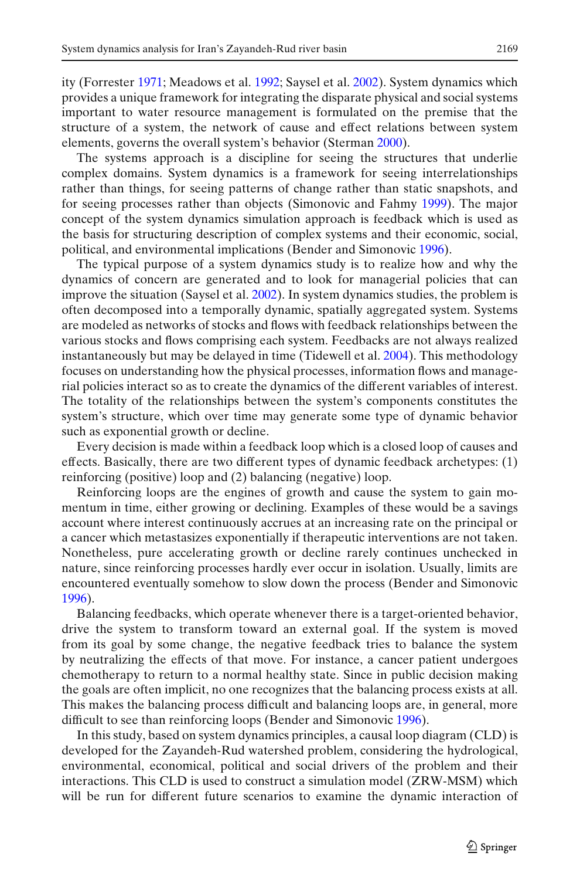ity (Forrester 1971; Meadows et al. 1992; Saysel et al. 2002). System dynamics which provides a unique framework for integrating the disparate physical and social systems important to water resource management is formulated on the premise that the structure of a system, the network of cause and effect relations between system elements, governs the overall system's behavior (Sterman 2000).

The systems approach is a discipline for seeing the structures that underlie complex domains. System dynamics is a framework for seeing interrelationships rather than things, for seeing patterns of change rather than static snapshots, and for seeing processes rather than objects (Simonovic and Fahmy 1999). The major concept of the system dynamics simulation approach is feedback which is used as the basis for structuring description of complex systems and their economic, social, political, and environmental implications (Bender and Simonovic 1996).

The typical purpose of a system dynamics study is to realize how and why the dynamics of concern are generated and to look for managerial policies that can improve the situation (Saysel et al. 2002). In system dynamics studies, the problem is often decomposed into a temporally dynamic, spatially aggregated system. Systems are modeled as networks of stocks and flows with feedback relationships between the various stocks and flows comprising each system. Feedbacks are not always realized instantaneously but may be delayed in time (Tidewell et al. 2004). This methodology focuses on understanding how the physical processes, information flows and managerial policies interact so as to create the dynamics of the different variables of interest. The totality of the relationships between the system's components constitutes the system's structure, which over time may generate some type of dynamic behavior such as exponential growth or decline.

Every decision is made within a feedback loop which is a closed loop of causes and effects. Basically, there are two different types of dynamic feedback archetypes: (1) reinforcing (positive) loop and (2) balancing (negative) loop.

Reinforcing loops are the engines of growth and cause the system to gain momentum in time, either growing or declining. Examples of these would be a savings account where interest continuously accrues at an increasing rate on the principal or a cancer which metastasizes exponentially if therapeutic interventions are not taken. Nonetheless, pure accelerating growth or decline rarely continues unchecked in nature, since reinforcing processes hardly ever occur in isolation. Usually, limits are encountered eventually somehow to slow down the process (Bender and Simonovic 1996).

Balancing feedbacks, which operate whenever there is a target-oriented behavior, drive the system to transform toward an external goal. If the system is moved from its goal by some change, the negative feedback tries to balance the system by neutralizing the effects of that move. For instance, a cancer patient undergoes chemotherapy to return to a normal healthy state. Since in public decision making the goals are often implicit, no one recognizes that the balancing process exists at all. This makes the balancing process difficult and balancing loops are, in general, more difficult to see than reinforcing loops (Bender and Simonovic 1996).

In this study, based on system dynamics principles, a causal loop diagram (CLD) is developed for the Zayandeh-Rud watershed problem, considering the hydrological, environmental, economical, political and social drivers of the problem and their interactions. This CLD is used to construct a simulation model (ZRW-MSM) which will be run for different future scenarios to examine the dynamic interaction of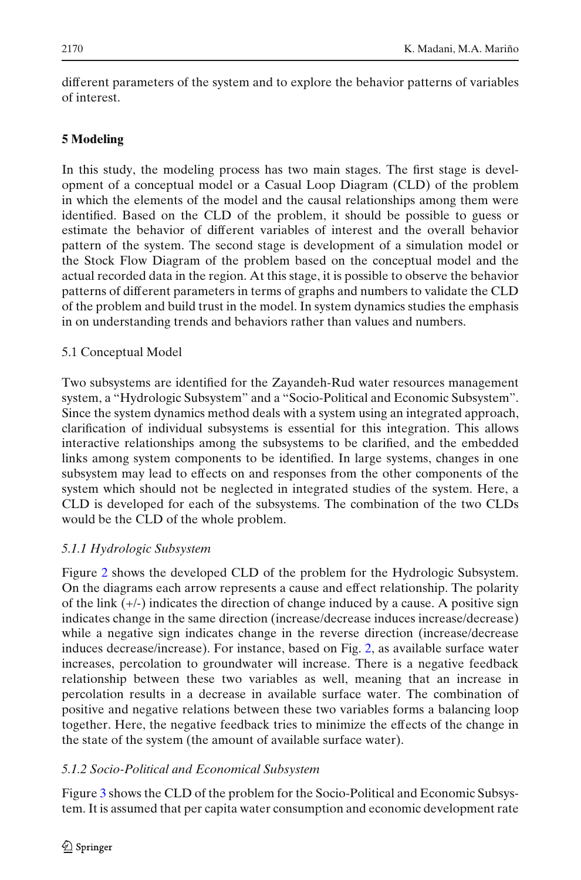different parameters of the system and to explore the behavior patterns of variables of interest.

## 5 Modeling

In this study, the modeling process has two main stages. The first stage is development of a conceptual model or a Casual Loop Diagram (CLD) of the problem in which the elements of the model and the causal relationships among them were identified. Based on the CLD of the problem, it should be possible to guess or estimate the behavior of different variables of interest and the overall behavior pattern of the system. The second stage is development of a simulation model or the Stock Flow Diagram of the problem based on the conceptual model and the actual recorded data in the region. At this stage, it is possible to observe the behavior patterns of different parameters in terms of graphs and numbers to validate the CLD of the problem and build trust in the model. In system dynamics studies the emphasis in on understanding trends and behaviors rather than values and numbers.

### 5.1 Conceptual Model

Two subsystems are identified for the Zayandeh-Rud water resources management system, a "Hydrologic Subsystem" and a "Socio-Political and Economic Subsystem". Since the system dynamics method deals with a system using an integrated approach, clarification of individual subsystems is essential for this integration. This allows interactive relationships among the subsystems to be clarified, and the embedded links among system components to be identified. In large systems, changes in one subsystem may lead to effects on and responses from the other components of the system which should not be neglected in integrated studies of the system. Here, a CLD is developed for each of the subsystems. The combination of the two CLDs would be the CLD of the whole problem.

#### *5.1.1 Hydrologic Subsystem*

Figure 2 shows the developed CLD of the problem for the Hydrologic Subsystem. On the diagrams each arrow represents a cause and effect relationship. The polarity of the link (+/-) indicates the direction of change induced by a cause. A positive sign indicates change in the same direction (increase/decrease induces increase/decrease) while a negative sign indicates change in the reverse direction (increase/decrease induces decrease/increase). For instance, based on Fig. 2, as available surface water increases, percolation to groundwater will increase. There is a negative feedback relationship between these two variables as well, meaning that an increase in percolation results in a decrease in available surface water. The combination of positive and negative relations between these two variables forms a balancing loop together. Here, the negative feedback tries to minimize the effects of the change in the state of the system (the amount of available surface water).

#### *5.1.2 Socio-Political and Economical Subsystem*

Figure 3 shows the CLD of the problem for the Socio-Political and Economic Subsystem. It is assumed that per capita water consumption and economic development rate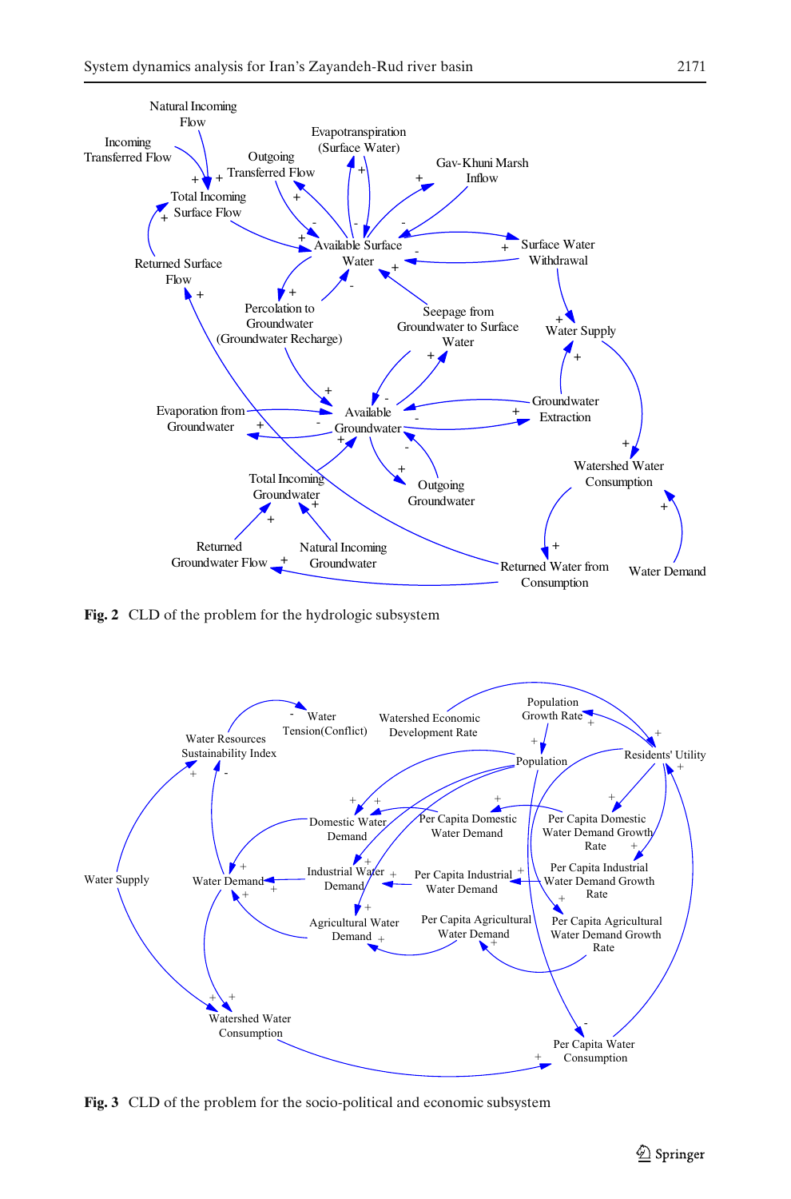Fig. 2 CLD of the problem for the hydrologic subsystem

Fig. 3 CLD of the problem for the socio-political and economic subsystem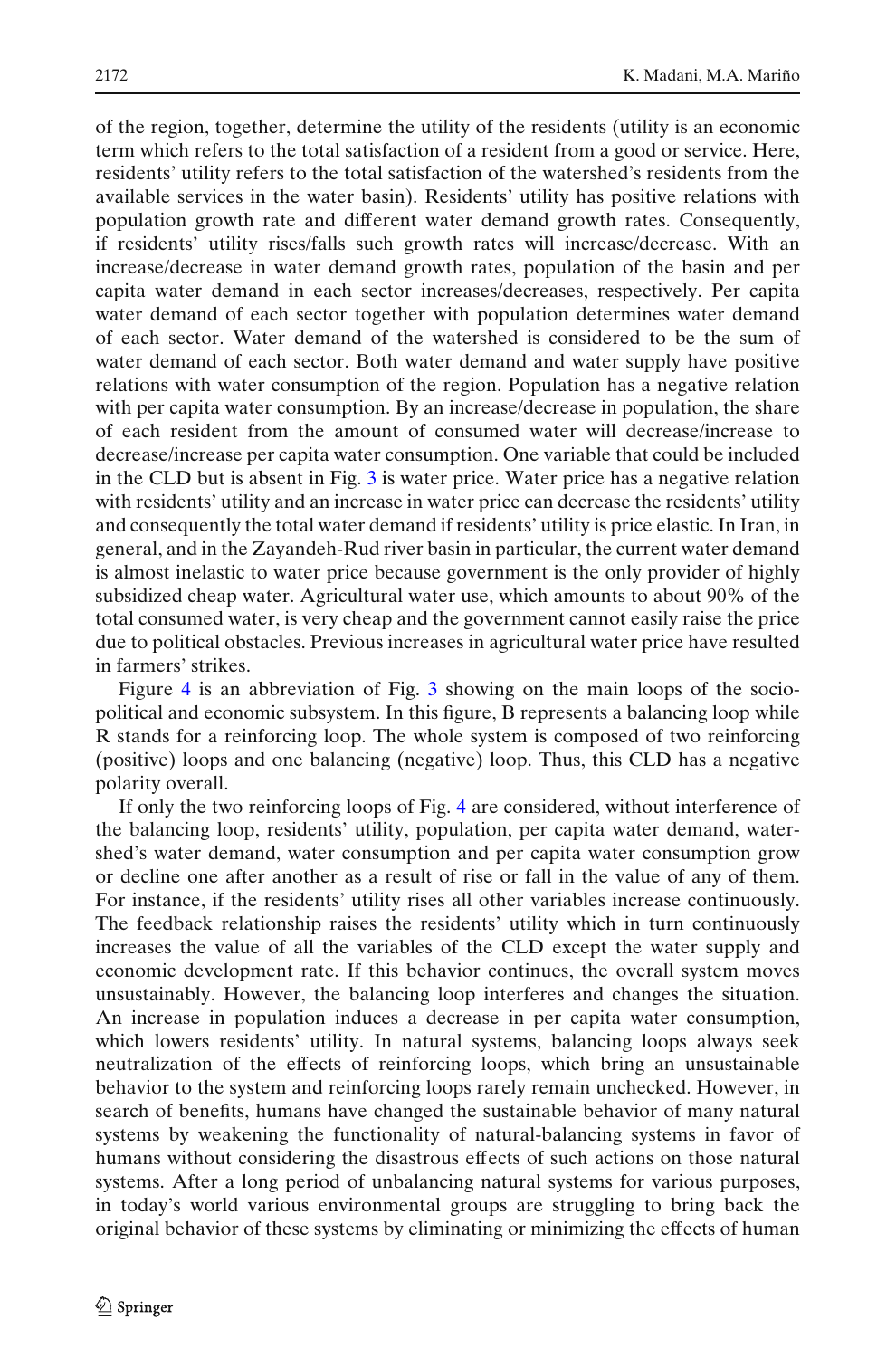of the region, together, determine the utility of the residents (utility is an economic term which refers to the total satisfaction of a resident from a good or service. Here, residents' utility refers to the total satisfaction of the watershed's residents from the available services in the water basin). Residents' utility has positive relations with population growth rate and different water demand growth rates. Consequently, if residents' utility rises/falls such growth rates will increase/decrease. With an increase/decrease in water demand growth rates, population of the basin and per capita water demand in each sector increases/decreases, respectively. Per capita water demand of each sector together with population determines water demand of each sector. Water demand of the watershed is considered to be the sum of water demand of each sector. Both water demand and water supply have positive relations with water consumption of the region. Population has a negative relation with per capita water consumption. By an increase/decrease in population, the share of each resident from the amount of consumed water will decrease/increase to decrease/increase per capita water consumption. One variable that could be included in the CLD but is absent in Fig. 3 is water price. Water price has a negative relation with residents' utility and an increase in water price can decrease the residents' utility and consequently the total water demand if residents' utility is price elastic. In Iran, in general, and in the Zayandeh-Rud river basin in particular, the current water demand is almost inelastic to water price because government is the only provider of highly subsidized cheap water. Agricultural water use, which amounts to about 90% of the total consumed water, is very cheap and the government cannot easily raise the price due to political obstacles. Previous increases in agricultural water price have resulted in farmers' strikes.

Figure 4 is an abbreviation of Fig. 3 showing on the main loops of the socio-political and economic subsystem. In this figure, B represents a balancing loop while R stands for a reinforcing loop. The whole system is composed of two reinforcing (positive) loops and one balancing (negative) loop. Thus, this CLD has a negative polarity overall.

If only the two reinforcing loops of Fig. 4 are considered, without interference of the balancing loop, residents' utility, population, per capita water demand, watershed's water demand, water consumption and per capita water consumption grow or decline one after another as a result of rise or fall in the value of any of them. For instance, if the residents' utility rises all other variables increase continuously. The feedback relationship raises the residents' utility which in turn continuously increases the value of all the variables of the CLD except the water supply and economic development rate. If this behavior continues, the overall system moves unsustainably. However, the balancing loop interferes and changes the situation. An increase in population induces a decrease in per capita water consumption, which lowers residents' utility. In natural systems, balancing loops always seek neutralization of the effects of reinforcing loops, which bring an unsustainable behavior to the system and reinforcing loops rarely remain unchecked. However, in search of benefits, humans have changed the sustainable behavior of many natural systems by weakening the functionality of natural-balancing systems in favor of humans without considering the disastrous effects of such actions on those natural systems. After a long period of unbalancing natural systems for various purposes, in today's world various environmental groups are struggling to bring back the original behavior of these systems by eliminating or minimizing the effects of human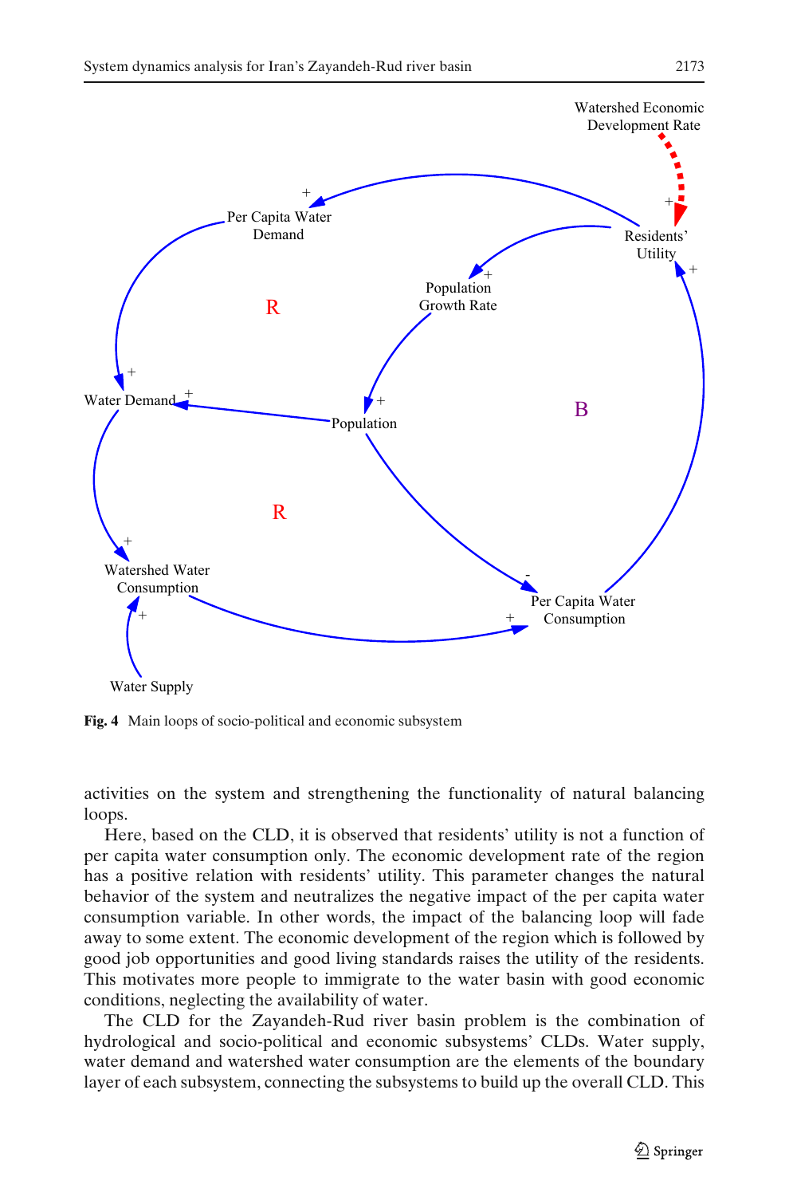Fig. 4 Main loops of socio-political and economic subsystem

activities on the system and strengthening the functionality of natural balancing loops.

Here, based on the CLD, it is observed that residents' utility is not a function of per capita water consumption only. The economic development rate of the region has a positive relation with residents' utility. This parameter changes the natural behavior of the system and neutralizes the negative impact of the per capita water consumption variable. In other words, the impact of the balancing loop will fade away to some extent. The economic development of the region which is followed by good job opportunities and good living standards raises the utility of the residents. This motivates more people to immigrate to the water basin with good economic conditions, neglecting the availability of water.

The CLD for the Zayandeh-Rud river basin problem is the combination of hydrological and socio-political and economic subsystems' CLDs. Water supply, water demand and watershed water consumption are the elements of the boundary layer of each subsystem, connecting the subsystems to build up the overall CLD. This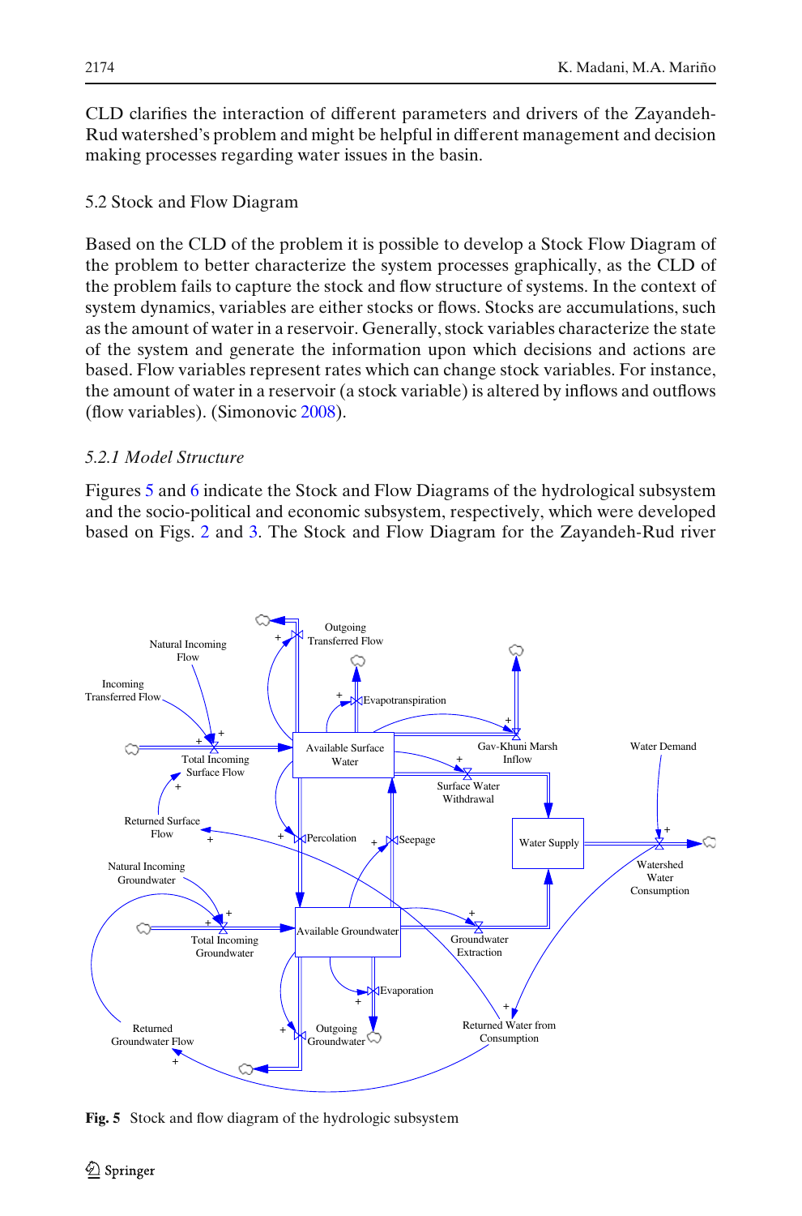CLD clarifies the interaction of different parameters and drivers of the Zayandeh-Rud watershed's problem and might be helpful in different management and decision making processes regarding water issues in the basin.

## 5.2 Stock and Flow Diagram

Based on the CLD of the problem it is possible to develop a Stock Flow Diagram of the problem to better characterize the system processes graphically, as the CLD of the problem fails to capture the stock and flow structure of systems. In the context of system dynamics, variables are either stocks or flows. Stocks are accumulations, such as the amount of water in a reservoir. Generally, stock variables characterize the state of the system and generate the information upon which decisions and actions are based. Flow variables represent rates which can change stock variables. For instance, the amount of water in a reservoir (a stock variable) is altered by inflows and outflows (flow variables). (Simonovic 2008).

### *5.2.1 Model Structure*

Figures 5 and 6 indicate the Stock and Flow Diagrams of the hydrological subsystem and the socio-political and economic subsystem, respectively, which were developed based on Figs. 2 and 3. The Stock and Flow Diagram for the Zayandeh-Rud river

**Fig. 5** Stock and flow diagram of the hydrologic subsystem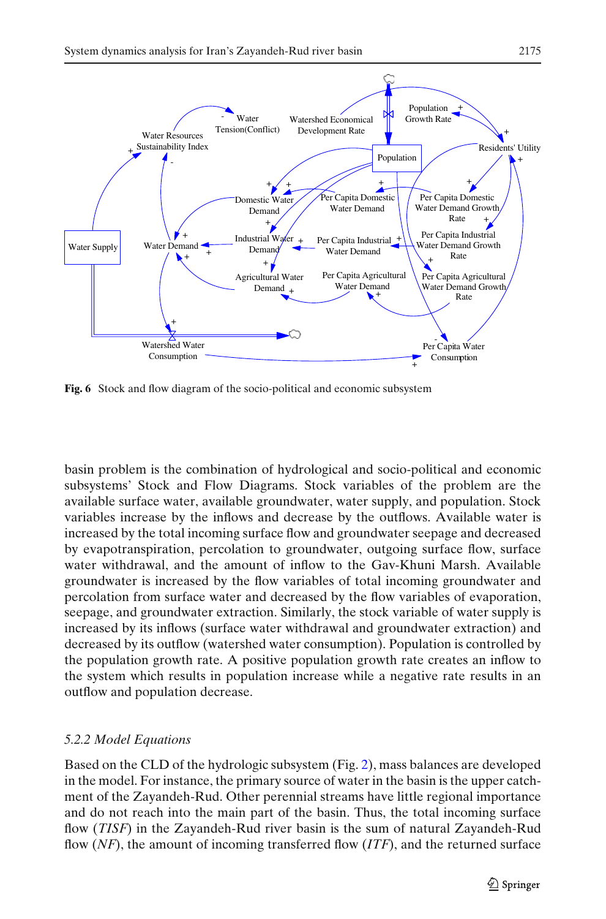**Fig. 6** Stock and flow diagram of the socio-political and economic subsystem

basin problem is the combination of hydrological and socio-political and economic subsystems' Stock and Flow Diagrams. Stock variables of the problem are the available surface water, available groundwater, water supply, and population. Stock variables increase by the inflows and decrease by the outflows. Available water is increased by the total incoming surface flow and groundwater seepage and decreased by evapotranspiration, percolation to groundwater, outgoing surface flow, surface water withdrawal, and the amount of inflow to the Gav-Khuni Marsh. Available groundwater is increased by the flow variables of total incoming groundwater and percolation from surface water and decreased by the flow variables of evaporation, seepage, and groundwater extraction. Similarly, the stock variable of water supply is increased by its inflows (surface water withdrawal and groundwater extraction) and decreased by its outflow (watershed water consumption). Population is controlled by the population growth rate. A positive population growth rate creates an inflow to the system which results in population increase while a negative rate results in an outflow and population decrease.

### *5.2.2 Model Equations*

Based on the CLD of the hydrologic subsystem (Fig. 2), mass balances are developed in the model. For instance, the primary source of water in the basin is the upper catchment of the Zayandeh-Rud. Other perennial streams have little regional importance and do not reach into the main part of the basin. Thus, the total incoming surface flow (*TISF*) in the Zayandeh-Rud river basin is the sum of natural Zayandeh-Rud flow (*NF*), the amount of incoming transferred flow (*ITF*), and the returned surface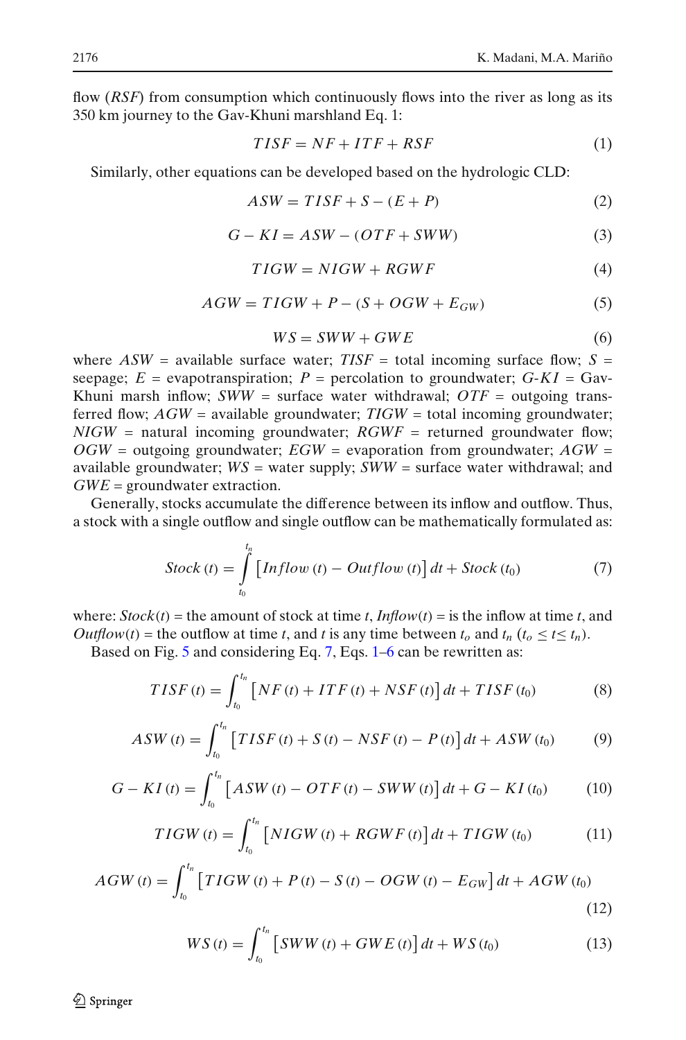flow (*RSF*) from consumption which continuously flows into the river as long as its 350 km journey to the Gav-Khuni marshland Eq. 1:

$$TISF = NF + ITF + RSF \tag{1}$$

Similarly, other equations can be developed based on the hydrologic CLD:

$$ASW = TISF + S - (E + P) \tag{2}$$

$$G - KI = ASW - (OTF + SWW) \tag{3}$$

$$TIGW = NIGW + RGWF \tag{4}$$

$$AGW = TIGW + P - (S + OGW + E_{GW}) \tag{5}$$

$$WS = SWW + GWE \tag{6}$$

where $ASW$ = available surface water; *TISF* = total incoming surface flow; $S$ = seepage; $E$ = evapotranspiration; $P$ = percolation to groundwater; $G\text{-}KI$ = Gav-Khuni marsh inflow; $SWW$ = surface water withdrawal; $OTF$ = outgoing transferred flow; $AGW$ = available groundwater; $TIGW$ = total incoming groundwater; $NIGW$ = natural incoming groundwater; $RGWF$ = returned groundwater flow; $OGW$ = outgoing groundwater; $EGW$ = evaporation from groundwater; $AGW$ = available groundwater; $WS$ = water supply; $SWW$ = surface water withdrawal; and $GWE$ = groundwater extraction.

Generally, stocks accumulate the difference between its inflow and outflow. Thus, a stock with a single outflow and single outflow can be mathematically formulated as:

$$Stock\,(t) = \int_{t_0}^{t_n} \left[Inflow\,(t) - Outflow\,(t)\right] dt + Stock\,(t_0) \tag{7}$$

where: *Stock*(*t*) = the amount of stock at time *t*, *Inflow*(*t*) = is the inflow at time *t*, and *Outflow*(*t*) = the outflow at time *t*, and *t* is any time between $t_o$ and $t_n$ ($t_o \leq t \leq t_n$).

Based on Fig. 5 and considering Eq. 7, Eqs. 1–6 can be rewritten as:

$$TISF\,(t) = \int_{t_0}^{t_n} \left[NF\,(t) + ITF\,(t) + NSF\,(t)\right] dt + TISF\,(t_0) \tag{8}$$

$$ASW\,(t) = \int_{t_0}^{t_n} \left[TISF\,(t) + S\,(t) - NSF\,(t) - P\,(t)\right] dt + ASW\,(t_0) \tag{9}$$

$$G - KI\,(t) = \int_{t_0}^{t_n} \left[ASW\,(t) - OTF\,(t) - SWW\,(t)\right] dt + G - KI\,(t_0) \tag{10}$$

$$TIGW\,(t) = \int_{t_0}^{t_n} \left[NIGW\,(t) + RGWF\,(t)\right] dt + TIGW\,(t_0) \tag{11}$$

$$AGW\,(t) = \int_{t_0}^{t_n} \left[TIGW\,(t) + P\,(t) - S\,(t) - OGW\,(t) - E_{GW}\right] dt + AGW\,(t_0) \tag{12}$$

$$WS\,(t) = \int_{t_0}^{t_n} \left[SWW\,(t) + GWE\,(t)\right] dt + WS\,(t_0) \tag{13}$$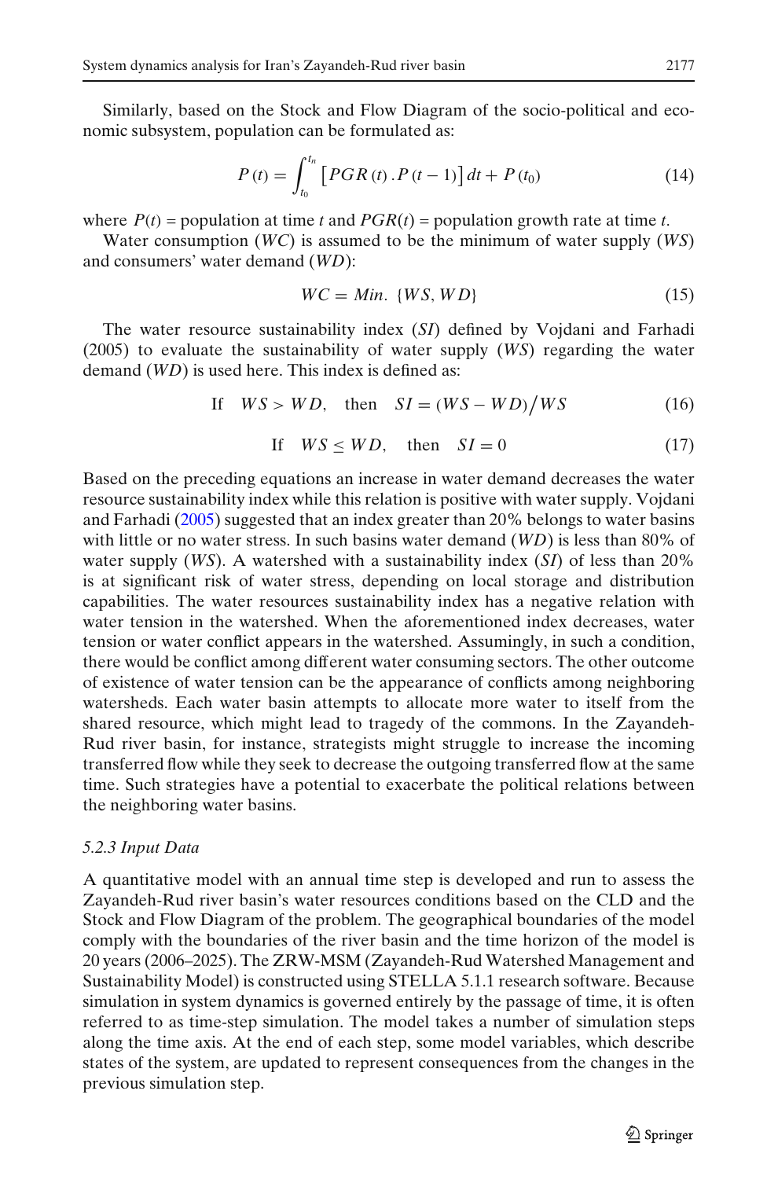Similarly, based on the Stock and Flow Diagram of the socio-political and economic subsystem, population can be formulated as:

$$P(t) = \int_{t_0}^{t_n} \left[ PGR(t) \cdot P(t-1) \right] dt + P(t_0) \tag{14}$$

where $P(t)$ = population at time $t$ and $PGR(t)$ = population growth rate at time $t$.

Water consumption ($WC$) is assumed to be the minimum of water supply ($WS$) and consumers' water demand ($WD$):

$$WC = Min. \{WS, WD\} \tag{15}$$

The water resource sustainability index ($SI$) defined by Vojdani and Farhadi (2005) to evaluate the sustainability of water supply ($WS$) regarding the water demand ($WD$) is used here. This index is defined as:

$$\text{If} \quad WS > WD, \quad \text{then} \quad SI = (WS - WD)/WS \tag{16}$$

$$\text{If} \quad WS \leq WD, \quad \text{then} \quad SI = 0 \tag{17}$$

Based on the preceding equations an increase in water demand decreases the water resource sustainability index while this relation is positive with water supply. Vojdani and Farhadi (2005) suggested that an index greater than 20% belongs to water basins with little or no water stress. In such basins water demand ($WD$) is less than 80% of water supply ($WS$). A watershed with a sustainability index ($SI$) of less than 20% is at significant risk of water stress, depending on local storage and distribution capabilities. The water resources sustainability index has a negative relation with water tension in the watershed. When the aforementioned index decreases, water tension or water conflict appears in the watershed. Assumingly, in such a condition, there would be conflict among different water consuming sectors. The other outcome of existence of water tension can be the appearance of conflicts among neighboring watersheds. Each water basin attempts to allocate more water to itself from the shared resource, which might lead to tragedy of the commons. In the Zayandeh-Rud river basin, for instance, strategists might struggle to increase the incoming transferred flow while they seek to decrease the outgoing transferred flow at the same time. Such strategies have a potential to exacerbate the political relations between the neighboring water basins.

*5.2.3 Input Data*

A quantitative model with an annual time step is developed and run to assess the Zayandeh-Rud river basin's water resources conditions based on the CLD and the Stock and Flow Diagram of the problem. The geographical boundaries of the model comply with the boundaries of the river basin and the time horizon of the model is 20 years (2006–2025). The ZRW-MSM (Zayandeh-Rud Watershed Management and Sustainability Model) is constructed using STELLA 5.1.1 research software. Because simulation in system dynamics is governed entirely by the passage of time, it is often referred to as time-step simulation. The model takes a number of simulation steps along the time axis. At the end of each step, some model variables, which describe states of the system, are updated to represent consequences from the changes in the previous simulation step.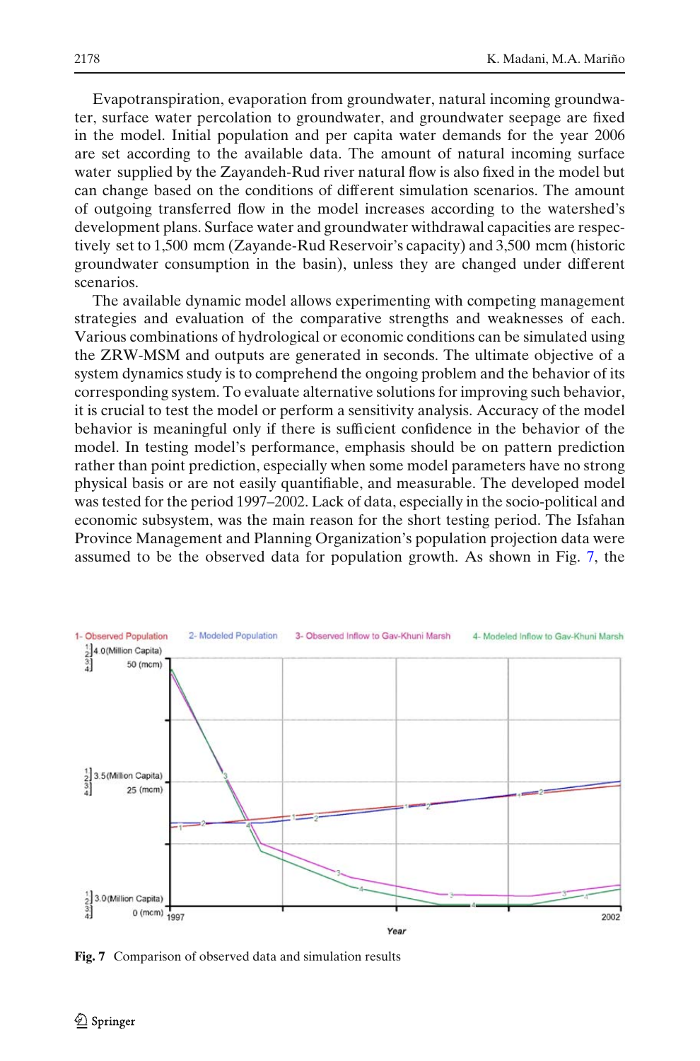Evapotranspiration, evaporation from groundwater, natural incoming groundwater, surface water percolation to groundwater, and groundwater seepage are fixed in the model. Initial population and per capita water demands for the year 2006 are set according to the available data. The amount of natural incoming surface water supplied by the Zayandeh-Rud river natural flow is also fixed in the model but can change based on the conditions of different simulation scenarios. The amount of outgoing transferred flow in the model increases according to the watershed's development plans. Surface water and groundwater withdrawal capacities are respectively set to 1,500 mcm (Zayande-Rud Reservoir's capacity) and 3,500 mcm (historic groundwater consumption in the basin), unless they are changed under different scenarios.

The available dynamic model allows experimenting with competing management strategies and evaluation of the comparative strengths and weaknesses of each. Various combinations of hydrological or economic conditions can be simulated using the ZRW-MSM and outputs are generated in seconds. The ultimate objective of a system dynamics study is to comprehend the ongoing problem and the behavior of its corresponding system. To evaluate alternative solutions for improving such behavior, it is crucial to test the model or perform a sensitivity analysis. Accuracy of the model behavior is meaningful only if there is sufficient confidence in the behavior of the model. In testing model's performance, emphasis should be on pattern prediction rather than point prediction, especially when some model parameters have no strong physical basis or are not easily quantifiable, and measurable. The developed model was tested for the period 1997–2002. Lack of data, especially in the socio-political and economic subsystem, was the main reason for the short testing period. The Isfahan Province Management and Planning Organization's population projection data were assumed to be the observed data for population growth. As shown in Fig. 7, the

**Fig. 7** Comparison of observed data and simulation results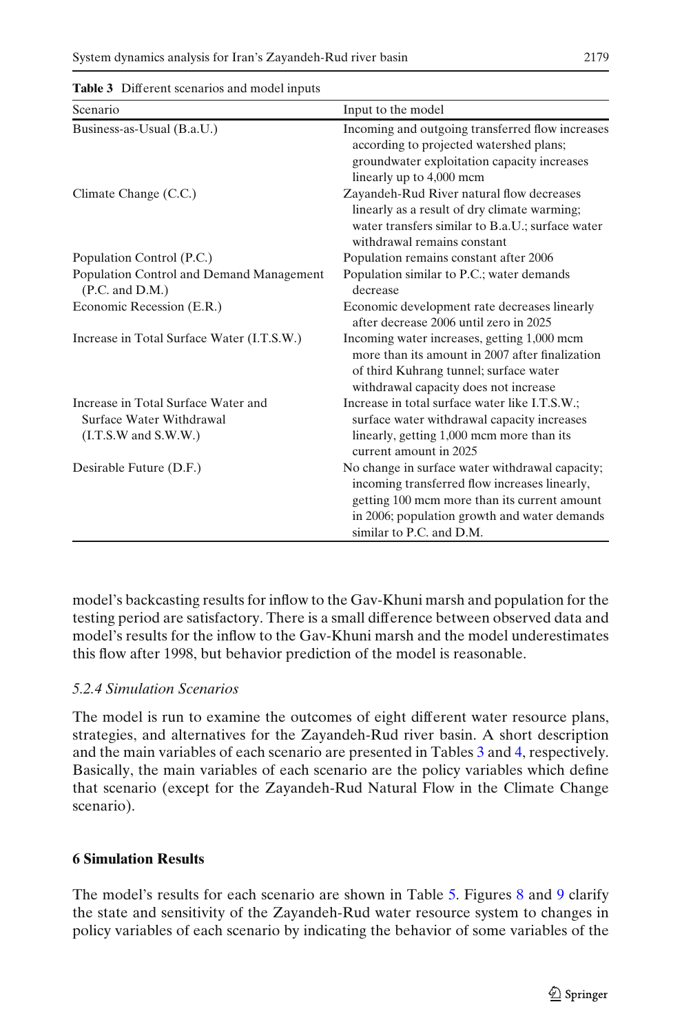**Table 3** Different scenarios and model inputs

| Scenario | Input to the model |
|---|---|
| Business-as-Usual (B.a.U.) | Incoming and outgoing transferred flow increases according to projected watershed plans; groundwater exploitation capacity increases linearly up to 4,000 mcm |
| Climate Change (C.C.) | Zayandeh-Rud River natural flow decreases linearly as a result of dry climate warming; water transfers similar to B.a.U.; surface water withdrawal remains constant |
| Population Control (P.C.) | Population remains constant after 2006 |
| Population Control and Demand Management (P.C. and D.M.) | Population similar to P.C.; water demands decrease |
| Economic Recession (E.R.) | Economic development rate decreases linearly after decrease 2006 until zero in 2025 |
| Increase in Total Surface Water (I.T.S.W.) | Incoming water increases, getting 1,000 mcm more than its amount in 2007 after finalization of third Kuhrang tunnel; surface water withdrawal capacity does not increase |
| Increase in Total Surface Water and Surface Water Withdrawal (I.T.S.W and S.W.W.) | Increase in total surface water like I.T.S.W.; surface water withdrawal capacity increases linearly, getting 1,000 mcm more than its current amount in 2025 |
| Desirable Future (D.F.) | No change in surface water withdrawal capacity; incoming transferred flow increases linearly, getting 100 mcm more than its current amount in 2006; population growth and water demands similar to P.C. and D.M. |

model's backcasting results for inflow to the Gav-Khuni marsh and population for the testing period are satisfactory. There is a small difference between observed data and model's results for the inflow to the Gav-Khuni marsh and the model underestimates this flow after 1998, but behavior prediction of the model is reasonable.

#### *5.2.4 Simulation Scenarios*

The model is run to examine the outcomes of eight different water resource plans, strategies, and alternatives for the Zayandeh-Rud river basin. A short description and the main variables of each scenario are presented in Tables 3 and 4, respectively. Basically, the main variables of each scenario are the policy variables which define that scenario (except for the Zayandeh-Rud Natural Flow in the Climate Change scenario).

## 6 Simulation Results

The model's results for each scenario are shown in Table 5. Figures 8 and 9 clarify the state and sensitivity of the Zayandeh-Rud water resource system to changes in policy variables of each scenario by indicating the behavior of some variables of the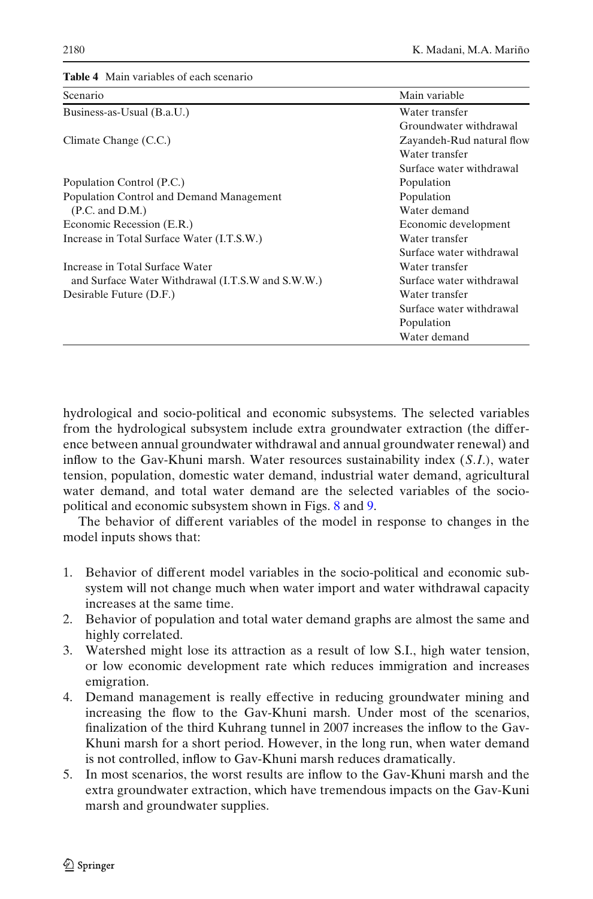**Table 4** Main variables of each scenario

| Scenario | Main variable |
|---|---|
| Business-as-Usual (B.a.U.) | Water transfer |
| | Groundwater withdrawal |
| Climate Change (C.C.) | Zayandeh-Rud natural flow |
| | Water transfer |
| | Surface water withdrawal |
| Population Control (P.C.) | Population |
| Population Control and Demand Management (P.C. and D.M.) | Population |
| | Water demand |
| Economic Recession (E.R.) | Economic development |
| Increase in Total Surface Water (I.T.S.W.) | Water transfer |
| | Surface water withdrawal |
| Increase in Total Surface Water and Surface Water Withdrawal (I.T.S.W and S.W.W.) | Water transfer |
| | Surface water withdrawal |
| Desirable Future (D.F.) | Water transfer |
| | Surface water withdrawal |
| | Population |
| | Water demand |

hydrological and socio-political and economic subsystems. The selected variables from the hydrological subsystem include extra groundwater extraction (the difference between annual groundwater withdrawal and annual groundwater renewal) and inflow to the Gav-Khuni marsh. Water resources sustainability index (*S.I.*), water tension, population, domestic water demand, industrial water demand, agricultural water demand, and total water demand are the selected variables of the socio-political and economic subsystem shown in Figs. 8 and 9.

The behavior of different variables of the model in response to changes in the model inputs shows that:

1. Behavior of different model variables in the socio-political and economic subsystem will not change much when water import and water withdrawal capacity increases at the same time.
2. Behavior of population and total water demand graphs are almost the same and highly correlated.
3. Watershed might lose its attraction as a result of low S.I., high water tension, or low economic development rate which reduces immigration and increases emigration.
4. Demand management is really effective in reducing groundwater mining and increasing the flow to the Gav-Khuni marsh. Under most of the scenarios, finalization of the third Kuhrang tunnel in 2007 increases the inflow to the Gav-Khuni marsh for a short period. However, in the long run, when water demand is not controlled, inflow to Gav-Khuni marsh reduces dramatically.
5. In most scenarios, the worst results are inflow to the Gav-Khuni marsh and the extra groundwater extraction, which have tremendous impacts on the Gav-Kuni marsh and groundwater supplies.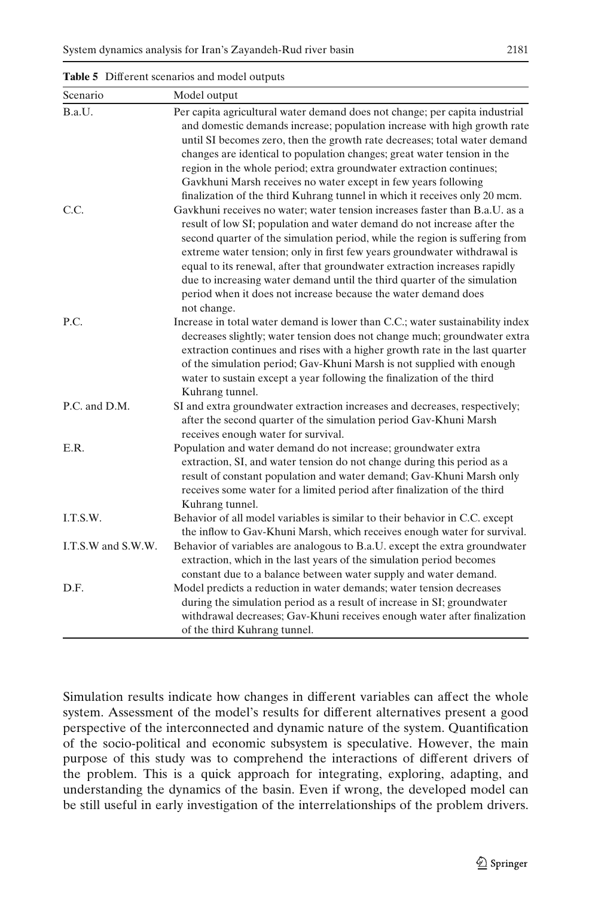**Table 5** Different scenarios and model outputs

| Scenario | Model output |
| --- | --- |
| B.a.U. | Per capita agricultural water demand does not change; per capita industrial and domestic demands increase; population increase with high growth rate until SI becomes zero, then the growth rate decreases; total water demand changes are identical to population changes; great water tension in the region in the whole period; extra groundwater extraction continues; Gavkhuni Marsh receives no water except in few years following finalization of the third Kuhrang tunnel in which it receives only 20 mcm. |
| C.C. | Gavkhuni receives no water; water tension increases faster than B.a.U. as a result of low SI; population and water demand do not increase after the second quarter of the simulation period, while the region is suffering from extreme water tension; only in first few years groundwater withdrawal is equal to its renewal, after that groundwater extraction increases rapidly due to increasing water demand until the third quarter of the simulation period when it does not increase because the water demand does not change. |
| P.C. | Increase in total water demand is lower than C.C.; water sustainability index decreases slightly; water tension does not change much; groundwater extra extraction continues and rises with a higher growth rate in the last quarter of the simulation period; Gav-Khuni Marsh is not supplied with enough water to sustain except a year following the finalization of the third Kuhrang tunnel. |
| P.C. and D.M. | SI and extra groundwater extraction increases and decreases, respectively; after the second quarter of the simulation period Gav-Khuni Marsh receives enough water for survival. |
| E.R. | Population and water demand do not increase; groundwater extra extraction, SI, and water tension do not change during this period as a result of constant population and water demand; Gav-Khuni Marsh only receives some water for a limited period after finalization of the third Kuhrang tunnel. |
| I.T.S.W. | Behavior of all model variables is similar to their behavior in C.C. except the inflow to Gav-Khuni Marsh, which receives enough water for survival. |
| I.T.S.W and S.W.W. | Behavior of variables are analogous to B.a.U. except the extra groundwater extraction, which in the last years of the simulation period becomes constant due to a balance between water supply and water demand. |
| D.F. | Model predicts a reduction in water demands; water tension decreases during the simulation period as a result of increase in SI; groundwater withdrawal decreases; Gav-Khuni receives enough water after finalization of the third Kuhrang tunnel. |

Simulation results indicate how changes in different variables can affect the whole system. Assessment of the model's results for different alternatives present a good perspective of the interconnected and dynamic nature of the system. Quantification of the socio-political and economic subsystem is speculative. However, the main purpose of this study was to comprehend the interactions of different drivers of the problem. This is a quick approach for integrating, exploring, adapting, and understanding the dynamics of the basin. Even if wrong, the developed model can be still useful in early investigation of the interrelationships of the problem drivers.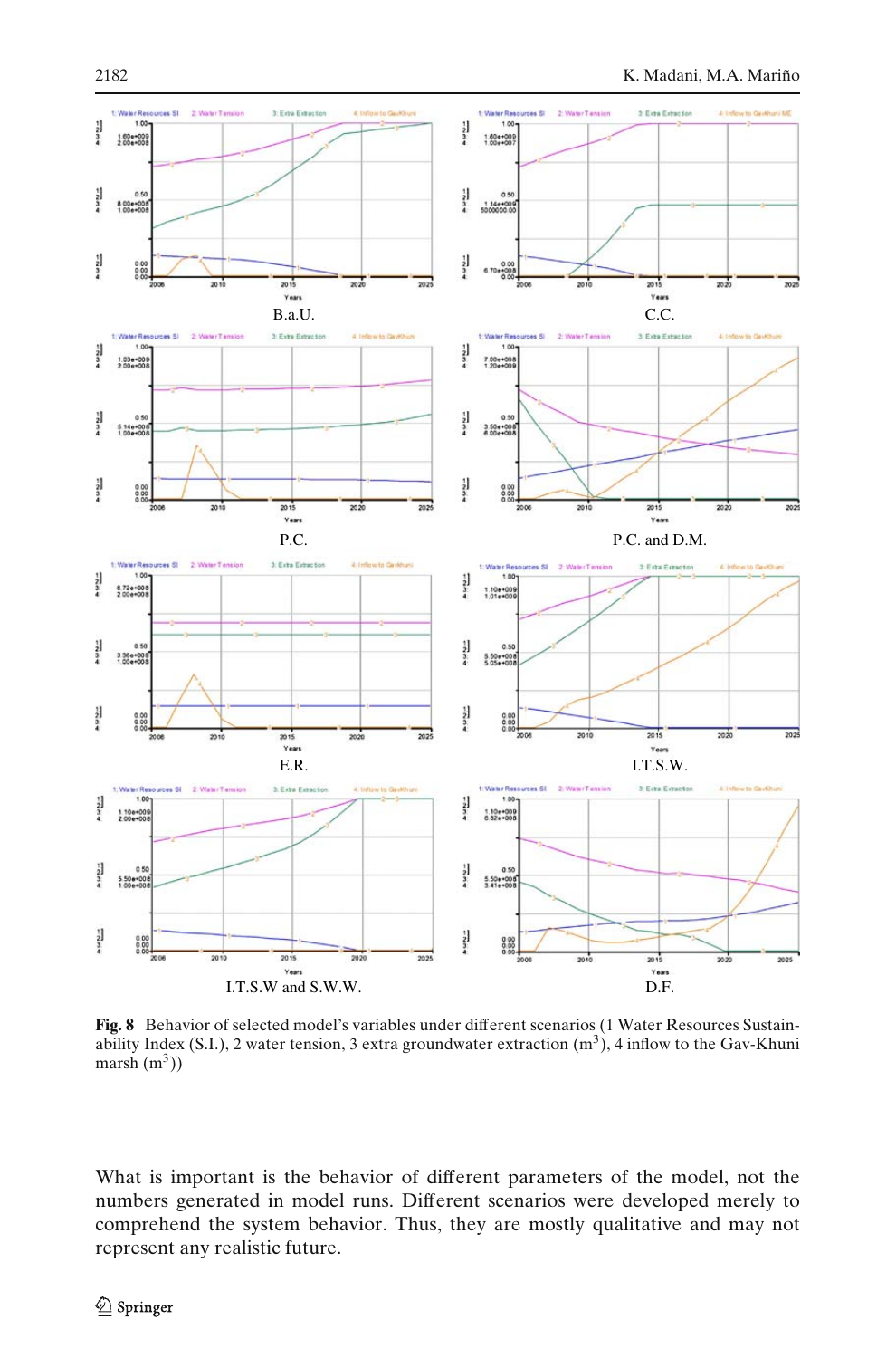**Fig. 8** Behavior of selected model's variables under different scenarios (1 Water Resources Sustainability Index (S.I.), 2 water tension, 3 extra groundwater extraction ($m^3$), 4 inflow to the Gav-Khuni marsh ($m^3$))

What is important is the behavior of different parameters of the model, not the numbers generated in model runs. Different scenarios were developed merely to comprehend the system behavior. Thus, they are mostly qualitative and may not represent any realistic future.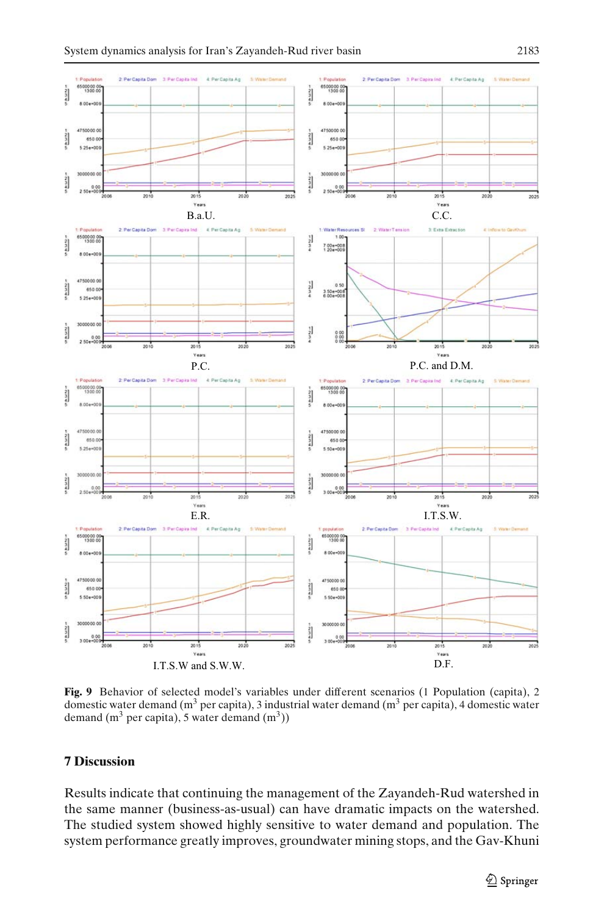**Fig. 9** Behavior of selected model's variables under different scenarios (1 Population (capita), 2 domestic water demand ($m^3$ per capita), 3 industrial water demand ($m^3$ per capita), 4 domestic water demand ($m^3$ per capita), 5 water demand ($m^3$))

## 7 Discussion

Results indicate that continuing the management of the Zayandeh-Rud watershed in the same manner (business-as-usual) can have dramatic impacts on the watershed. The studied system showed highly sensitive to water demand and population. The system performance greatly improves, groundwater mining stops, and the Gav-Khuni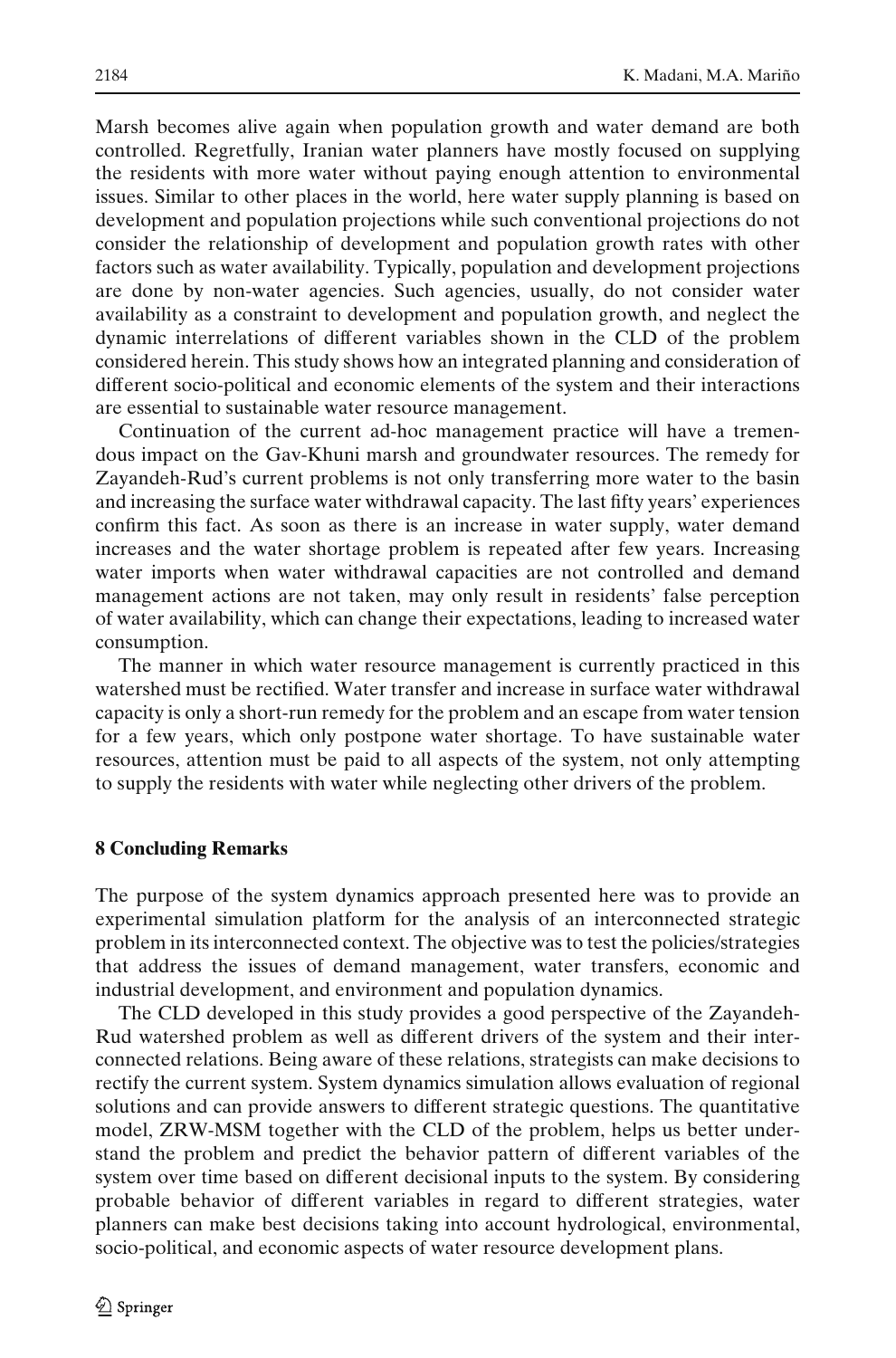Marsh becomes alive again when population growth and water demand are both controlled. Regretfully, Iranian water planners have mostly focused on supplying the residents with more water without paying enough attention to environmental issues. Similar to other places in the world, here water supply planning is based on development and population projections while such conventional projections do not consider the relationship of development and population growth rates with other factors such as water availability. Typically, population and development projections are done by non-water agencies. Such agencies, usually, do not consider water availability as a constraint to development and population growth, and neglect the dynamic interrelations of different variables shown in the CLD of the problem considered herein. This study shows how an integrated planning and consideration of different socio-political and economic elements of the system and their interactions are essential to sustainable water resource management.

Continuation of the current ad-hoc management practice will have a tremendous impact on the Gav-Khuni marsh and groundwater resources. The remedy for Zayandeh-Rud's current problems is not only transferring more water to the basin and increasing the surface water withdrawal capacity. The last fifty years' experiences confirm this fact. As soon as there is an increase in water supply, water demand increases and the water shortage problem is repeated after few years. Increasing water imports when water withdrawal capacities are not controlled and demand management actions are not taken, may only result in residents' false perception of water availability, which can change their expectations, leading to increased water consumption.

The manner in which water resource management is currently practiced in this watershed must be rectified. Water transfer and increase in surface water withdrawal capacity is only a short-run remedy for the problem and an escape from water tension for a few years, which only postpone water shortage. To have sustainable water resources, attention must be paid to all aspects of the system, not only attempting to supply the residents with water while neglecting other drivers of the problem.

## 8 Concluding Remarks

The purpose of the system dynamics approach presented here was to provide an experimental simulation platform for the analysis of an interconnected strategic problem in its interconnected context. The objective was to test the policies/strategies that address the issues of demand management, water transfers, economic and industrial development, and environment and population dynamics.

The CLD developed in this study provides a good perspective of the Zayandeh-Rud watershed problem as well as different drivers of the system and their interconnected relations. Being aware of these relations, strategists can make decisions to rectify the current system. System dynamics simulation allows evaluation of regional solutions and can provide answers to different strategic questions. The quantitative model, ZRW-MSM together with the CLD of the problem, helps us better understand the problem and predict the behavior pattern of different variables of the system over time based on different decisional inputs to the system. By considering probable behavior of different variables in regard to different strategies, water planners can make best decisions taking into account hydrological, environmental, socio-political, and economic aspects of water resource development plans.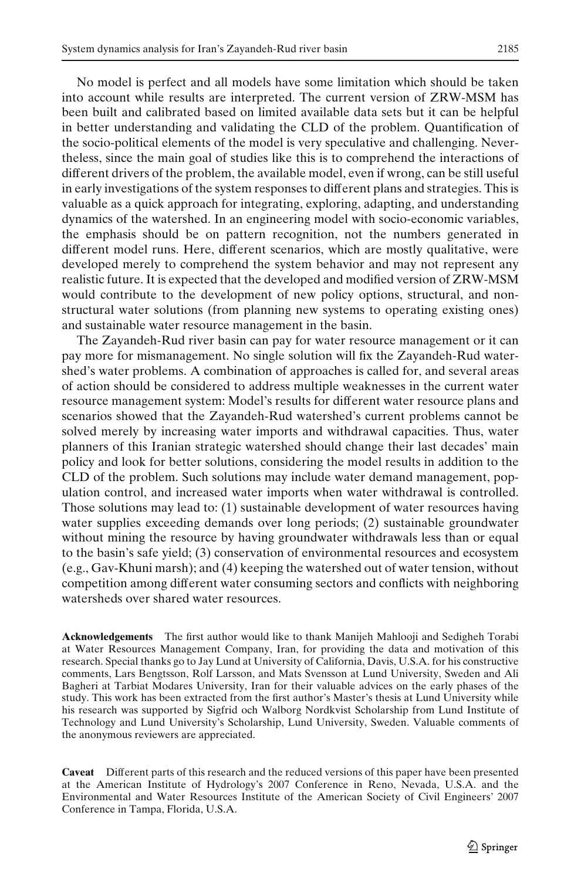No model is perfect and all models have some limitation which should be taken into account while results are interpreted. The current version of ZRW-MSM has been built and calibrated based on limited available data sets but it can be helpful in better understanding and validating the CLD of the problem. Quantification of the socio-political elements of the model is very speculative and challenging. Nevertheless, since the main goal of studies like this is to comprehend the interactions of different drivers of the problem, the available model, even if wrong, can be still useful in early investigations of the system responses to different plans and strategies. This is valuable as a quick approach for integrating, exploring, adapting, and understanding dynamics of the watershed. In an engineering model with socio-economic variables, the emphasis should be on pattern recognition, not the numbers generated in different model runs. Here, different scenarios, which are mostly qualitative, were developed merely to comprehend the system behavior and may not represent any realistic future. It is expected that the developed and modified version of ZRW-MSM would contribute to the development of new policy options, structural, and non-structural water solutions (from planning new systems to operating existing ones) and sustainable water resource management in the basin.

The Zayandeh-Rud river basin can pay for water resource management or it can pay more for mismanagement. No single solution will fix the Zayandeh-Rud watershed's water problems. A combination of approaches is called for, and several areas of action should be considered to address multiple weaknesses in the current water resource management system: Model's results for different water resource plans and scenarios showed that the Zayandeh-Rud watershed's current problems cannot be solved merely by increasing water imports and withdrawal capacities. Thus, water planners of this Iranian strategic watershed should change their last decades' main policy and look for better solutions, considering the model results in addition to the CLD of the problem. Such solutions may include water demand management, population control, and increased water imports when water withdrawal is controlled. Those solutions may lead to: (1) sustainable development of water resources having water supplies exceeding demands over long periods; (2) sustainable groundwater without mining the resource by having groundwater withdrawals less than or equal to the basin's safe yield; (3) conservation of environmental resources and ecosystem (e.g., Gav-Khuni marsh); and (4) keeping the watershed out of water tension, without competition among different water consuming sectors and conflicts with neighboring watersheds over shared water resources.

**Acknowledgements** The first author would like to thank Manijeh Mahlooji and Sedigheh Torabi at Water Resources Management Company, Iran, for providing the data and motivation of this research. Special thanks go to Jay Lund at University of California, Davis, U.S.A. for his constructive comments, Lars Bengtsson, Rolf Larsson, and Mats Svensson at Lund University, Sweden and Ali Bagheri at Tarbiat Modares University, Iran for their valuable advices on the early phases of the study. This work has been extracted from the first author's Master's thesis at Lund University while his research was supported by Sigfrid och Walborg Nordkvist Scholarship from Lund Institute of Technology and Lund University's Scholarship, Lund University, Sweden. Valuable comments of the anonymous reviewers are appreciated.

**Caveat** Different parts of this research and the reduced versions of this paper have been presented at the American Institute of Hydrology's 2007 Conference in Reno, Nevada, U.S.A. and the Environmental and Water Resources Institute of the American Society of Civil Engineers' 2007 Conference in Tampa, Florida, U.S.A.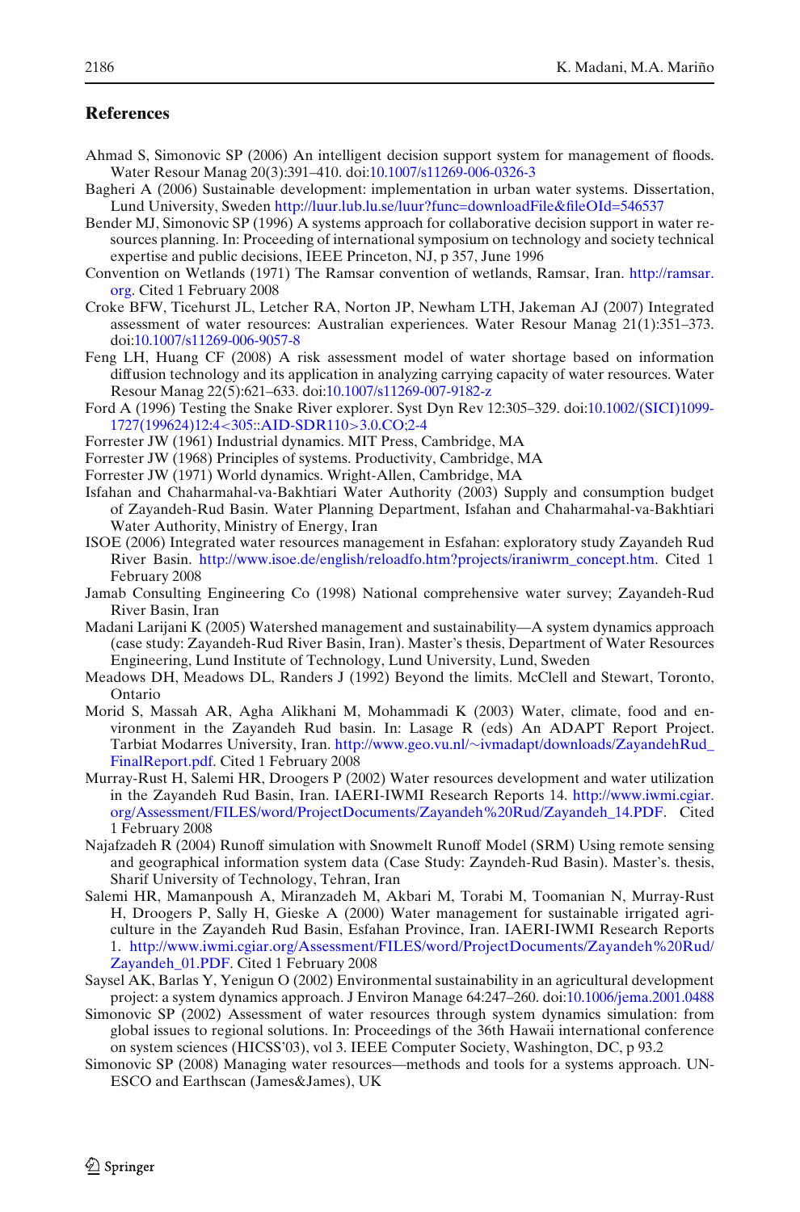## References

Ahmad S, Simonovic SP (2006) An intelligent decision support system for management of floods. Water Resour Manag 20(3):391–410. doi:10.1007/s11269-006-0326-3

Bagheri A (2006) Sustainable development: implementation in urban water systems. Dissertation, Lund University, Sweden http://luur.lub.lu.se/luur?func=downloadFile&fileOId=546537

Bender MJ, Simonovic SP (1996) A systems approach for collaborative decision support in water resources planning. In: Proceeding of international symposium on technology and society technical expertise and public decisions, IEEE Princeton, NJ, p 357, June 1996

Convention on Wetlands (1971) The Ramsar convention of wetlands, Ramsar, Iran. http://ramsar.org. Cited 1 February 2008

Croke BFW, Ticehurst JL, Letcher RA, Norton JP, Newham LTH, Jakeman AJ (2007) Integrated assessment of water resources: Australian experiences. Water Resour Manag 21(1):351–373. doi:10.1007/s11269-006-9057-8

Feng LH, Huang CF (2008) A risk assessment model of water shortage based on information diffusion technology and its application in analyzing carrying capacity of water resources. Water Resour Manag 22(5):621–633. doi:10.1007/s11269-007-9182-z

Ford A (1996) Testing the Snake River explorer. Syst Dyn Rev 12:305–329. doi:10.1002/(SICI)1099-1727(199624)12:4<305::AID-SDR110>3.0.CO;2-4

Forrester JW (1961) Industrial dynamics. MIT Press, Cambridge, MA

Forrester JW (1968) Principles of systems. Productivity, Cambridge, MA

Forrester JW (1971) World dynamics. Wright-Allen, Cambridge, MA

Isfahan and Chaharmahal-va-Bakhtiari Water Authority (2003) Supply and consumption budget of Zayandeh-Rud Basin. Water Planning Department, Isfahan and Chaharmahal-va-Bakhtiari Water Authority, Ministry of Energy, Iran

ISOE (2006) Integrated water resources management in Esfahan: exploratory study Zayandeh Rud River Basin. http://www.isoe.de/english/reloadfo.htm?projects/iraniwrm_concept.htm. Cited 1 February 2008

Jamab Consulting Engineering Co (1998) National comprehensive water survey; Zayandeh-Rud River Basin, Iran

Madani Larijani K (2005) Watershed management and sustainability—A system dynamics approach (case study: Zayandeh-Rud River Basin, Iran). Master's thesis, Department of Water Resources Engineering, Lund Institute of Technology, Lund University, Lund, Sweden

Meadows DH, Meadows DL, Randers J (1992) Beyond the limits. McClell and Stewart, Toronto, Ontario

Morid S, Massah AR, Agha Alikhani M, Mohammadi K (2003) Water, climate, food and environment in the Zayandeh Rud basin. In: Lasage R (eds) An ADAPT Report Project. Tarbiat Modarres University, Iran. http://www.geo.vu.nl/~ivmadapt/downloads/ZayandehRud_FinalReport.pdf. Cited 1 February 2008

Murray-Rust H, Salemi HR, Droogers P (2002) Water resources development and water utilization in the Zayandeh Rud Basin, Iran. IAERI-IWMI Research Reports 14. http://www.iwmi.cgiar.org/Assessment/FILES/word/ProjectDocuments/Zayandeh%20Rud/Zayandeh_14.PDF. Cited 1 February 2008

Najafzadeh R (2004) Runoff simulation with Snowmelt Runoff Model (SRM) Using remote sensing and geographical information system data (Case Study: Zayndeh-Rud Basin). Master's. thesis, Sharif University of Technology, Tehran, Iran

Salemi HR, Mamanpoush A, Miranzadeh M, Akbari M, Torabi M, Toomanian N, Murray-Rust H, Droogers P, Sally H, Gieske A (2000) Water management for sustainable irrigated agriculture in the Zayandeh Rud Basin, Esfahan Province, Iran. IAERI-IWMI Research Reports 1. http://www.iwmi.cgiar.org/Assessment/FILES/word/ProjectDocuments/Zayandeh%20Rud/Zayandeh_01.PDF. Cited 1 February 2008

Saysel AK, Barlas Y, Yenigun O (2002) Environmental sustainability in an agricultural development project: a system dynamics approach. J Environ Manage 64:247–260. doi:10.1006/jema.2001.0488

Simonovic SP (2002) Assessment of water resources through system dynamics simulation: from global issues to regional solutions. In: Proceedings of the 36th Hawaii international conference on system sciences (HICSS'03), vol 3. IEEE Computer Society, Washington, DC, p 93.2

Simonovic SP (2008) Managing water resources—methods and tools for a systems approach. UNESCO and Earthscan (James&James), UK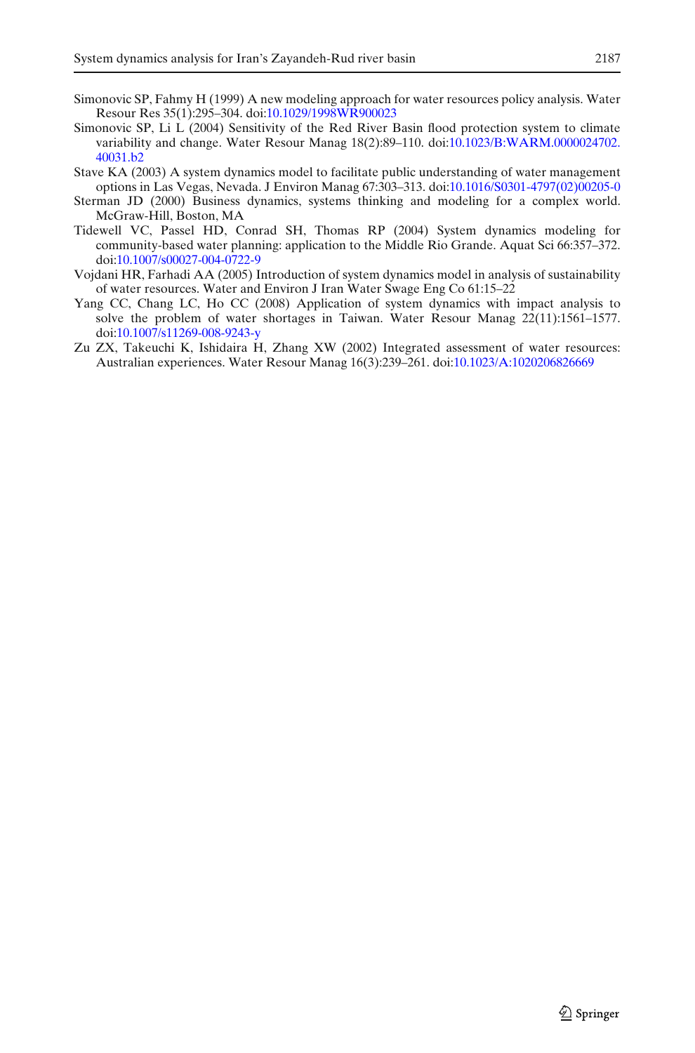Simonovic SP, Fahmy H (1999) A new modeling approach for water resources policy analysis. Water Resour Res 35(1):295–304. doi:10.1029/1998WR900023

Simonovic SP, Li L (2004) Sensitivity of the Red River Basin flood protection system to climate variability and change. Water Resour Manag 18(2):89–110. doi:10.1023/B:WARM.0000024702.40031.b2

Stave KA (2003) A system dynamics model to facilitate public understanding of water management options in Las Vegas, Nevada. J Environ Manag 67:303–313. doi:10.1016/S0301-4797(02)00205-0

Sterman JD (2000) Business dynamics, systems thinking and modeling for a complex world. McGraw-Hill, Boston, MA

Tidewell VC, Passel HD, Conrad SH, Thomas RP (2004) System dynamics modeling for community-based water planning: application to the Middle Rio Grande. Aquat Sci 66:357–372. doi:10.1007/s00027-004-0722-9

Vojdani HR, Farhadi AA (2005) Introduction of system dynamics model in analysis of sustainability of water resources. Water and Environ J Iran Water Swage Eng Co 61:15–22

Yang CC, Chang LC, Ho CC (2008) Application of system dynamics with impact analysis to solve the problem of water shortages in Taiwan. Water Resour Manag 22(11):1561–1577. doi:10.1007/s11269-008-9243-y

Zu ZX, Takeuchi K, Ishidaira H, Zhang XW (2002) Integrated assessment of water resources: Australian experiences. Water Resour Manag 16(3):239–261. doi:10.1023/A:1020206826669